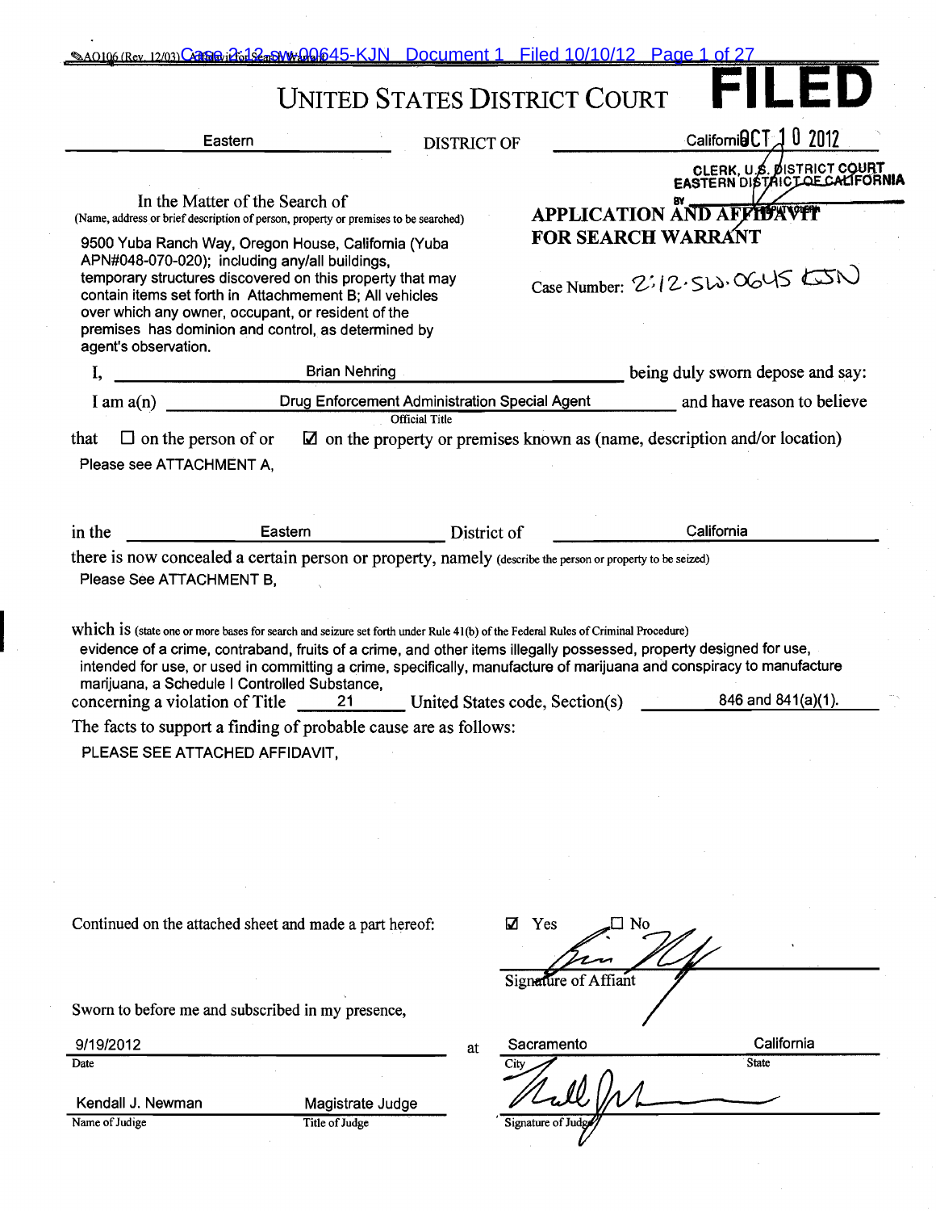AO106 (Rev. 12/03) Affidavit for Search Warrant

# UNITED STATES DISTRICT COURT

**FILED**

OCT 10 2012

CLERK, U.S. DISTRICT COURT
EASTERN DISTRICT OF CALIFORNIA
BY DEPUTY CLERK

Eastern DISTRICT OF California

In the Matter of the Search of
(Name, address or brief description of person, property or premises to be searched)

9500 Yuba Ranch Way, Oregon House, California (Yuba APN#048-070-020); including any/all buildings, temporary structures discovered on this property that may contain items set forth in Attachement B; All vehicles over which any owner, occupant, or resident of the premises has dominion and control, as determined by agent's observation.

**APPLICATION AND AFFIDAVIT FOR SEARCH WARRANT**

Case Number: 2:12-SW-0645 KJN

I, Brian Nehring being duly sworn depose and say:

I am a(n) Drug Enforcement Administration Special Agent and have reason to believe
Official Title

that ☐ on the person of or ☑ on the property or premises known as (name, description and/or location)

Please see ATTACHMENT A,

in the Eastern District of California

there is now concealed a certain person or property, namely (describe the person or property to be seized)

Please See ATTACHMENT B,

which is (state one or more bases for search and seizure set forth under Rule 41(b) of the Federal Rules of Criminal Procedure)

evidence of a crime, contraband, fruits of a crime, and other items illegally possessed, property designed for use, intended for use, or used in committing a crime, specifically, manufacture of marijuana and conspiracy to manufacture marijuana, a Schedule I Controlled Substance,

concerning a violation of Title 21 United States code, Section(s) 846 and 841(a)(1).

The facts to support a finding of probable cause are as follows:

PLEASE SEE ATTACHED AFFIDAVIT,

Continued on the attached sheet and made a part hereof: ☑ Yes ☐ No

Signature of Affiant

Sworn to before me and subscribed in my presence,

9/19/2012 at Sacramento, California
Date City State

Kendall J. Newman, Magistrate Judge
Name of Judge Title of Judge

Signature of Judge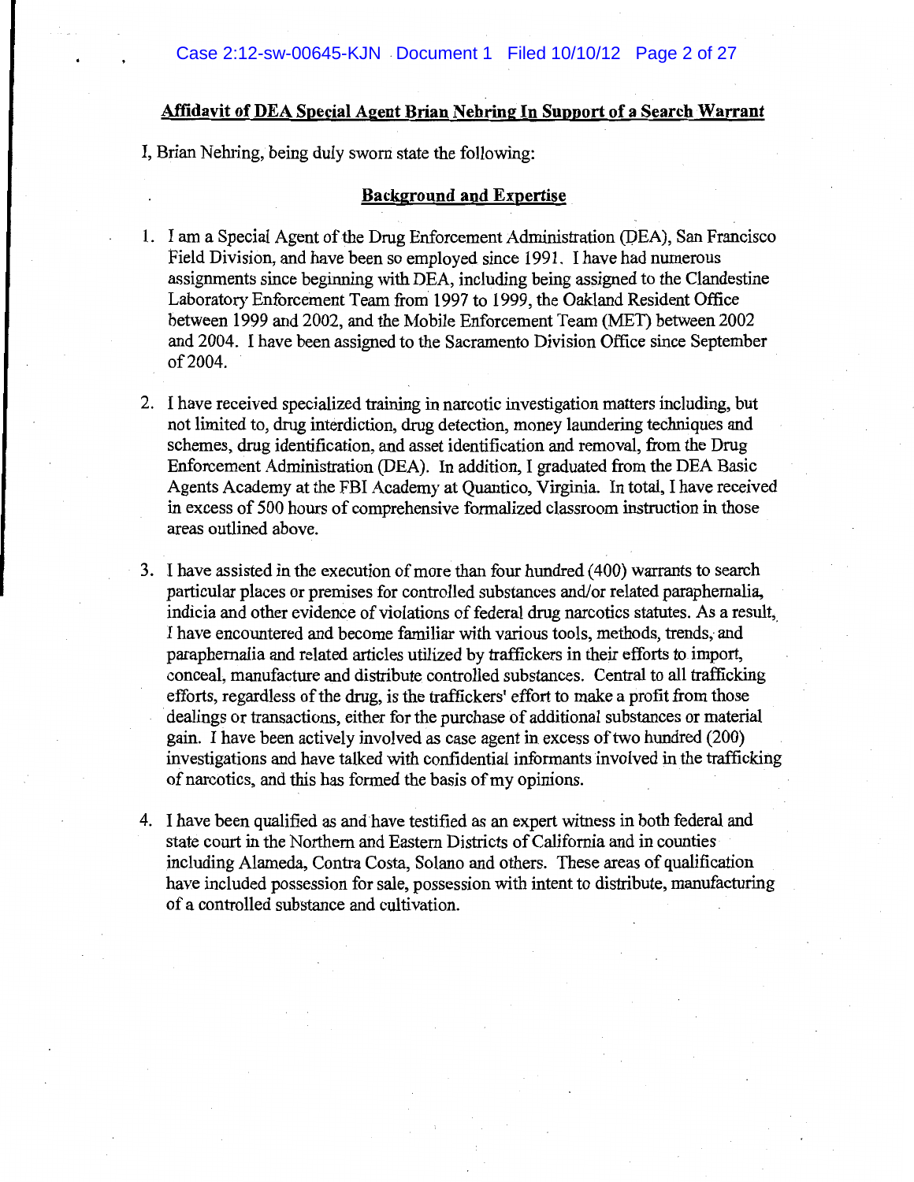**Affidavit of DEA Special Agent Brian Nehring In Support of a Search Warrant**

I, Brian Nehring, being duly sworn state the following:

**Background and Expertise**

1. I am a Special Agent of the Drug Enforcement Administration (DEA), San Francisco Field Division, and have been so employed since 1991. I have had numerous assignments since beginning with DEA, including being assigned to the Clandestine Laboratory Enforcement Team from 1997 to 1999, the Oakland Resident Office between 1999 and 2002, and the Mobile Enforcement Team (MET) between 2002 and 2004. I have been assigned to the Sacramento Division Office since September of 2004.

2. I have received specialized training in narcotic investigation matters including, but not limited to, drug interdiction, drug detection, money laundering techniques and schemes, drug identification, and asset identification and removal, from the Drug Enforcement Administration (DEA). In addition, I graduated from the DEA Basic Agents Academy at the FBI Academy at Quantico, Virginia. In total, I have received in excess of 500 hours of comprehensive formalized classroom instruction in those areas outlined above.

3. I have assisted in the execution of more than four hundred (400) warrants to search particular places or premises for controlled substances and/or related paraphernalia, indicia and other evidence of violations of federal drug narcotics statutes. As a result, I have encountered and become familiar with various tools, methods, trends, and paraphernalia and related articles utilized by traffickers in their efforts to import, conceal, manufacture and distribute controlled substances. Central to all trafficking efforts, regardless of the drug, is the traffickers' effort to make a profit from those dealings or transactions, either for the purchase of additional substances or material gain. I have been actively involved as case agent in excess of two hundred (200) investigations and have talked with confidential informants involved in the trafficking of narcotics, and this has formed the basis of my opinions.

4. I have been qualified as and have testified as an expert witness in both federal and state court in the Northern and Eastern Districts of California and in counties including Alameda, Contra Costa, Solano and others. These areas of qualification have included possession for sale, possession with intent to distribute, manufacturing of a controlled substance and cultivation.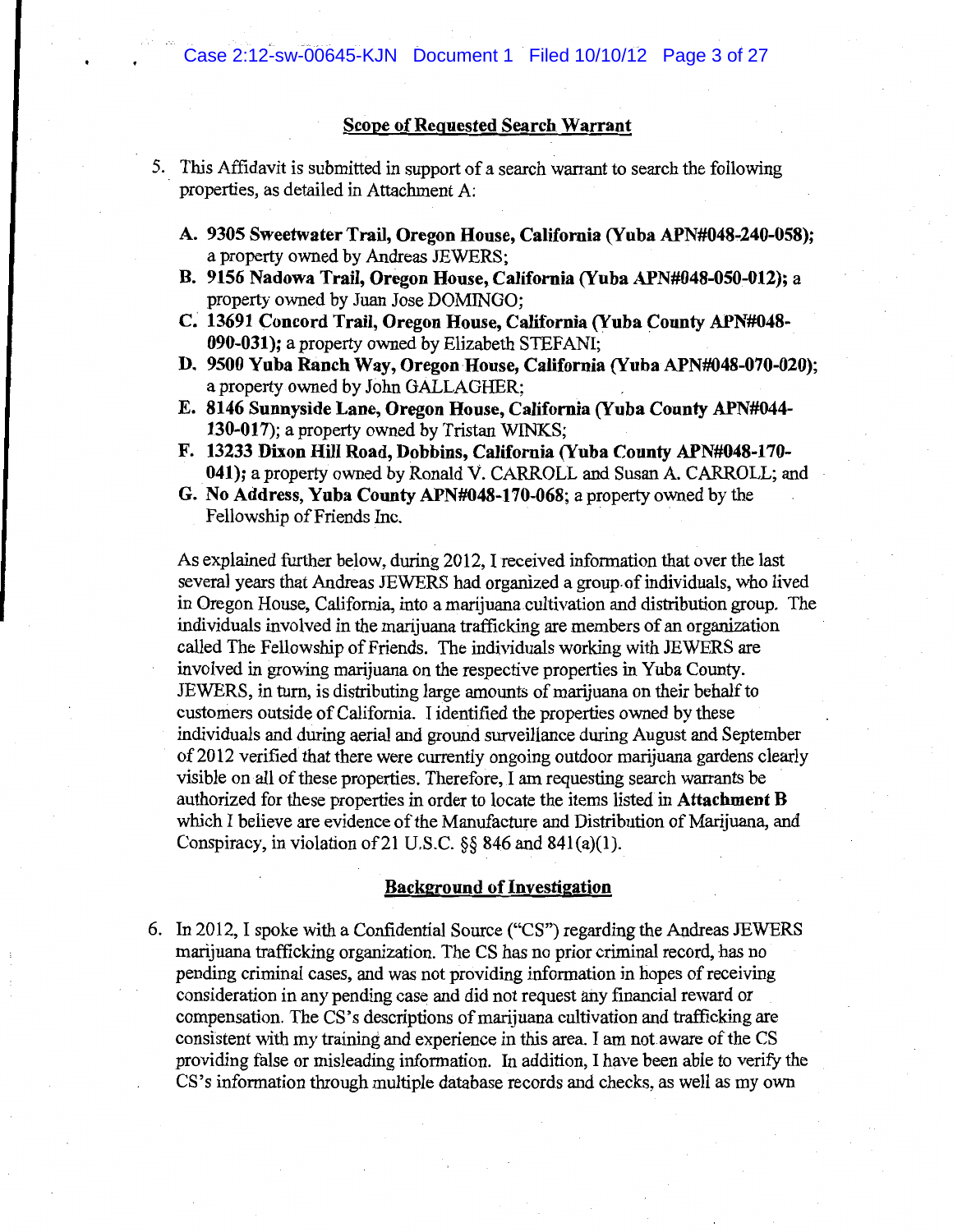## Scope of Requested Search Warrant

5. This Affidavit is submitted in support of a search warrant to search the following properties, as detailed in Attachment A:

   A. **9305 Sweetwater Trail, Oregon House, California (Yuba APN#048-240-058);** a property owned by Andreas JEWERS;
   B. **9156 Nadowa Trail, Oregon House, California (Yuba APN#048-050-012);** a property owned by Juan Jose DOMINGO;
   C. **13691 Concord Trail, Oregon House, California (Yuba County APN#048-090-031);** a property owned by Elizabeth STEFANI;
   D. **9500 Yuba Ranch Way, Oregon House, California (Yuba APN#048-070-020);** a property owned by John GALLAGHER;
   E. **8146 Sunnyside Lane, Oregon House, California (Yuba County APN#044-130-017);** a property owned by Tristan WINKS;
   F. **13233 Dixon Hill Road, Dobbins, California (Yuba County APN#048-170-041);** a property owned by Ronald V. CARROLL and Susan A. CARROLL; and
   G. **No Address, Yuba County APN#048-170-068;** a property owned by the Fellowship of Friends Inc.

   As explained further below, during 2012, I received information that over the last several years that Andreas JEWERS had organized a group of individuals, who lived in Oregon House, California, into a marijuana cultivation and distribution group. The individuals involved in the marijuana trafficking are members of an organization called The Fellowship of Friends. The individuals working with JEWERS are involved in growing marijuana on the respective properties in Yuba County. JEWERS, in turn, is distributing large amounts of marijuana on their behalf to customers outside of California. I identified the properties owned by these individuals and during aerial and ground surveillance during August and September of 2012 verified that there were currently ongoing outdoor marijuana gardens clearly visible on all of these properties. Therefore, I am requesting search warrants be authorized for these properties in order to locate the items listed in **Attachment B** which I believe are evidence of the Manufacture and Distribution of Marijuana, and Conspiracy, in violation of 21 U.S.C. §§ 846 and 841(a)(1).

## Background of Investigation

6. In 2012, I spoke with a Confidential Source ("CS") regarding the Andreas JEWERS marijuana trafficking organization. The CS has no prior criminal record, has no pending criminal cases, and was not providing information in hopes of receiving consideration in any pending case and did not request any financial reward or compensation. The CS's descriptions of marijuana cultivation and trafficking are consistent with my training and experience in this area. I am not aware of the CS providing false or misleading information. In addition, I have been able to verify the CS's information through multiple database records and checks, as well as my own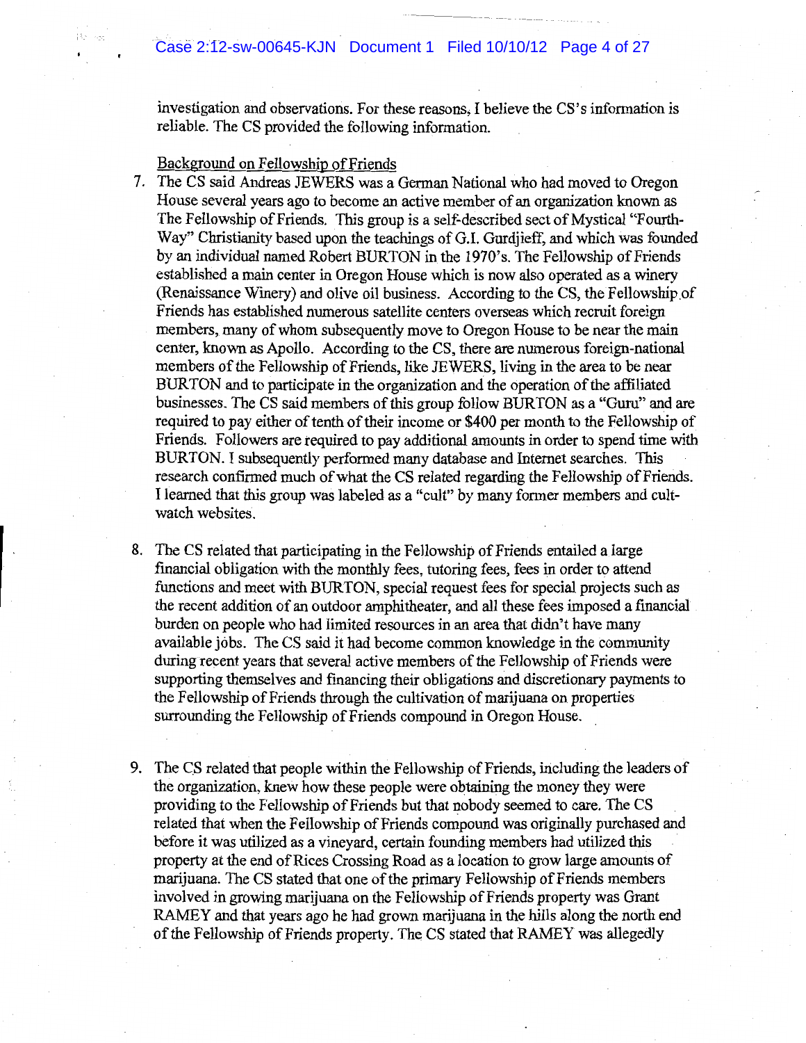investigation and observations. For these reasons, I believe the CS's information is reliable. The CS provided the following information.

Background on Fellowship of Friends

7. The CS said Andreas JEWERS was a German National who had moved to Oregon House several years ago to become an active member of an organization known as The Fellowship of Friends. This group is a self-described sect of Mystical "Fourth-Way" Christianity based upon the teachings of G.I. Gurdjieff, and which was founded by an individual named Robert BURTON in the 1970's. The Fellowship of Friends established a main center in Oregon House which is now also operated as a winery (Renaissance Winery) and olive oil business. According to the CS, the Fellowship of Friends has established numerous satellite centers overseas which recruit foreign members, many of whom subsequently move to Oregon House to be near the main center, known as Apollo. According to the CS, there are numerous foreign-national members of the Fellowship of Friends, like JEWERS, living in the area to be near BURTON and to participate in the organization and the operation of the affiliated businesses. The CS said members of this group follow BURTON as a "Guru" and are required to pay either of tenth of their income or $400 per month to the Fellowship of Friends. Followers are required to pay additional amounts in order to spend time with BURTON. I subsequently performed many database and Internet searches. This research confirmed much of what the CS related regarding the Fellowship of Friends. I learned that this group was labeled as a "cult" by many former members and cult-watch websites.

8. The CS related that participating in the Fellowship of Friends entailed a large financial obligation with the monthly fees, tutoring fees, fees in order to attend functions and meet with BURTON, special request fees for special projects such as the recent addition of an outdoor amphitheater, and all these fees imposed a financial burden on people who had limited resources in an area that didn't have many available jobs. The CS said it had become common knowledge in the community during recent years that several active members of the Fellowship of Friends were supporting themselves and financing their obligations and discretionary payments to the Fellowship of Friends through the cultivation of marijuana on properties surrounding the Fellowship of Friends compound in Oregon House.

9. The CS related that people within the Fellowship of Friends, including the leaders of the organization, knew how these people were obtaining the money they were providing to the Fellowship of Friends but that nobody seemed to care. The CS related that when the Fellowship of Friends compound was originally purchased and before it was utilized as a vineyard, certain founding members had utilized this property at the end of Rices Crossing Road as a location to grow large amounts of marijuana. The CS stated that one of the primary Fellowship of Friends members involved in growing marijuana on the Fellowship of Friends property was Grant RAMEY and that years ago he had grown marijuana in the hills along the north end of the Fellowship of Friends property. The CS stated that RAMEY was allegedly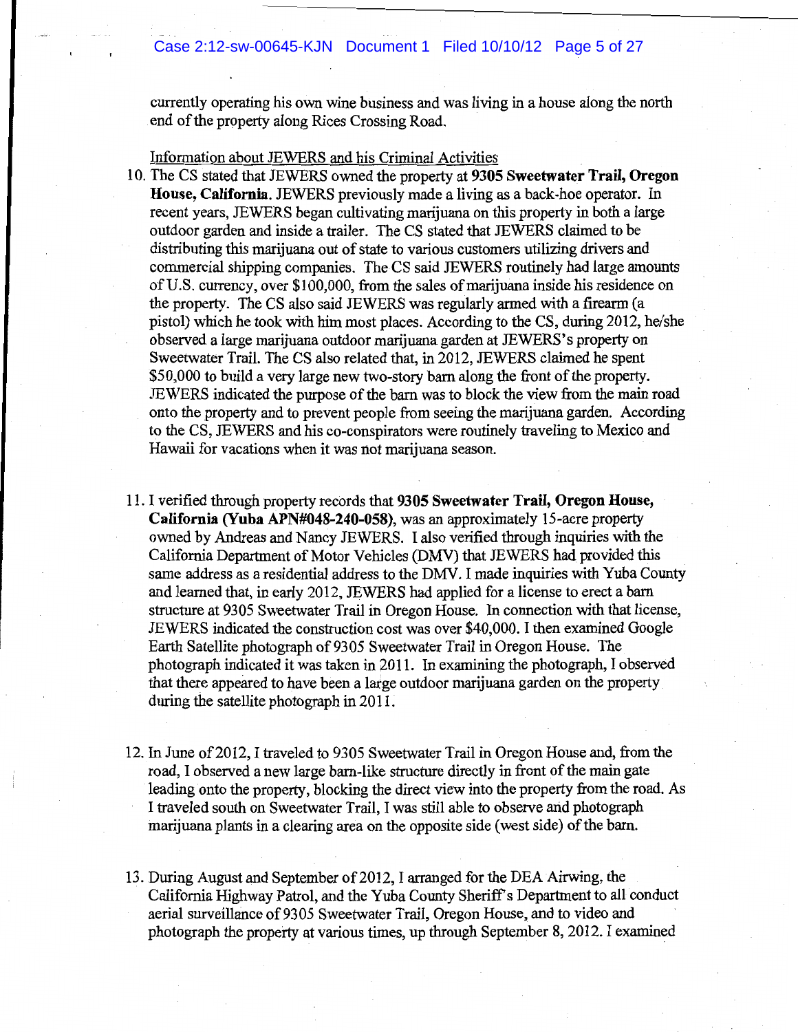currently operating his own wine business and was living in a house along the north end of the property along Rices Crossing Road.

Information about JEWERS and his Criminal Activities

10. The CS stated that JEWERS owned the property at **9305 Sweetwater Trail, Oregon House, California**. JEWERS previously made a living as a back-hoe operator. In recent years, JEWERS began cultivating marijuana on this property in both a large outdoor garden and inside a trailer. The CS stated that JEWERS claimed to be distributing this marijuana out of state to various customers utilizing drivers and commercial shipping companies. The CS said JEWERS routinely had large amounts of U.S. currency, over $100,000, from the sales of marijuana inside his residence on the property. The CS also said JEWERS was regularly armed with a firearm (a pistol) which he took with him most places. According to the CS, during 2012, he/she observed a large marijuana outdoor marijuana garden at JEWERS's property on Sweetwater Trail. The CS also related that, in 2012, JEWERS claimed he spent $50,000 to build a very large new two-story barn along the front of the property. JEWERS indicated the purpose of the barn was to block the view from the main road onto the property and to prevent people from seeing the marijuana garden. According to the CS, JEWERS and his co-conspirators were routinely traveling to Mexico and Hawaii for vacations when it was not marijuana season.

11. I verified through property records that **9305 Sweetwater Trail, Oregon House, California (Yuba APN#048-240-058)**, was an approximately 15-acre property owned by Andreas and Nancy JEWERS. I also verified through inquiries with the California Department of Motor Vehicles (DMV) that JEWERS had provided this same address as a residential address to the DMV. I made inquiries with Yuba County and learned that, in early 2012, JEWERS had applied for a license to erect a barn structure at 9305 Sweetwater Trail in Oregon House. In connection with that license, JEWERS indicated the construction cost was over $40,000. I then examined Google Earth Satellite photograph of 9305 Sweetwater Trail in Oregon House. The photograph indicated it was taken in 2011. In examining the photograph, I observed that there appeared to have been a large outdoor marijuana garden on the property during the satellite photograph in 2011.

12. In June of 2012, I traveled to 9305 Sweetwater Trail in Oregon House and, from the road, I observed a new large barn-like structure directly in front of the main gate leading onto the property, blocking the direct view into the property from the road. As I traveled south on Sweetwater Trail, I was still able to observe and photograph marijuana plants in a clearing area on the opposite side (west side) of the barn.

13. During August and September of 2012, I arranged for the DEA Airwing, the California Highway Patrol, and the Yuba County Sheriff's Department to all conduct aerial surveillance of 9305 Sweetwater Trail, Oregon House, and to video and photograph the property at various times, up through September 8, 2012. I examined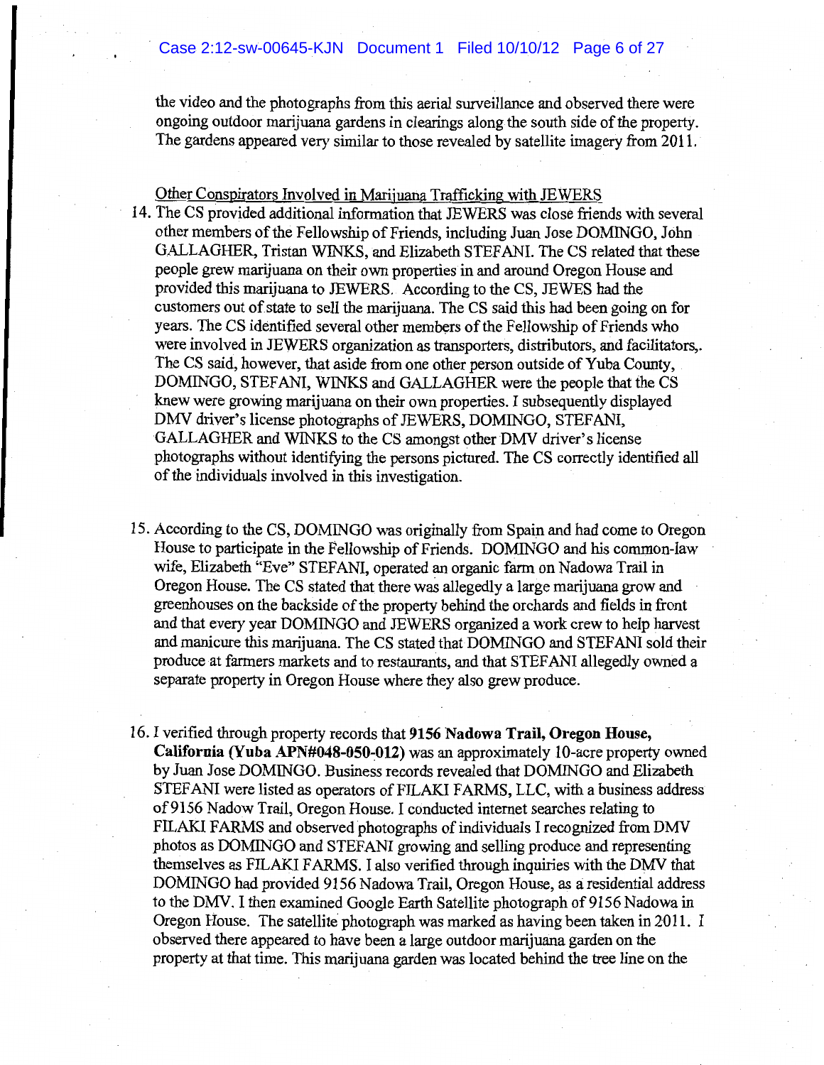the video and the photographs from this aerial surveillance and observed there were ongoing outdoor marijuana gardens in clearings along the south side of the property. The gardens appeared very similar to those revealed by satellite imagery from 2011.

Other Conspirators Involved in Marijuana Trafficking with JEWERS

14. The CS provided additional information that JEWERS was close friends with several other members of the Fellowship of Friends, including Juan Jose DOMINGO, John GALLAGHER, Tristan WINKS, and Elizabeth STEFANI. The CS related that these people grew marijuana on their own properties in and around Oregon House and provided this marijuana to JEWERS. According to the CS, JEWES had the customers out of state to sell the marijuana. The CS said this had been going on for years. The CS identified several other members of the Fellowship of Friends who were involved in JEWERS organization as transporters, distributors, and facilitators,. The CS said, however, that aside from one other person outside of Yuba County, DOMINGO, STEFANI, WINKS and GALLAGHER were the people that the CS knew were growing marijuana on their own properties. I subsequently displayed DMV driver's license photographs of JEWERS, DOMINGO, STEFANI, GALLAGHER and WINKS to the CS amongst other DMV driver's license photographs without identifying the persons pictured. The CS correctly identified all of the individuals involved in this investigation.

15. According to the CS, DOMINGO was originally from Spain and had come to Oregon House to participate in the Fellowship of Friends. DOMINGO and his common-law wife, Elizabeth "Eve" STEFANI, operated an organic farm on Nadowa Trail in Oregon House. The CS stated that there was allegedly a large marijuana grow and greenhouses on the backside of the property behind the orchards and fields in front and that every year DOMINGO and JEWERS organized a work crew to help harvest and manicure this marijuana. The CS stated that DOMINGO and STEFANI sold their produce at farmers markets and to restaurants, and that STEFANI allegedly owned a separate property in Oregon House where they also grew produce.

16. I verified through property records that **9156 Nadowa Trail, Oregon House, California (Yuba APN#048-050-012)** was an approximately 10-acre property owned by Juan Jose DOMINGO. Business records revealed that DOMINGO and Elizabeth STEFANI were listed as operators of FILAKI FARMS, LLC, with a business address of 9156 Nadow Trail, Oregon House. I conducted internet searches relating to FILAKI FARMS and observed photographs of individuals I recognized from DMV photos as DOMINGO and STEFANI growing and selling produce and representing themselves as FILAKI FARMS. I also verified through inquiries with the DMV that DOMINGO had provided 9156 Nadowa Trail, Oregon House, as a residential address to the DMV. I then examined Google Earth Satellite photograph of 9156 Nadowa in Oregon House. The satellite photograph was marked as having been taken in 2011. I observed there appeared to have been a large outdoor marijuana garden on the property at that time. This marijuana garden was located behind the tree line on the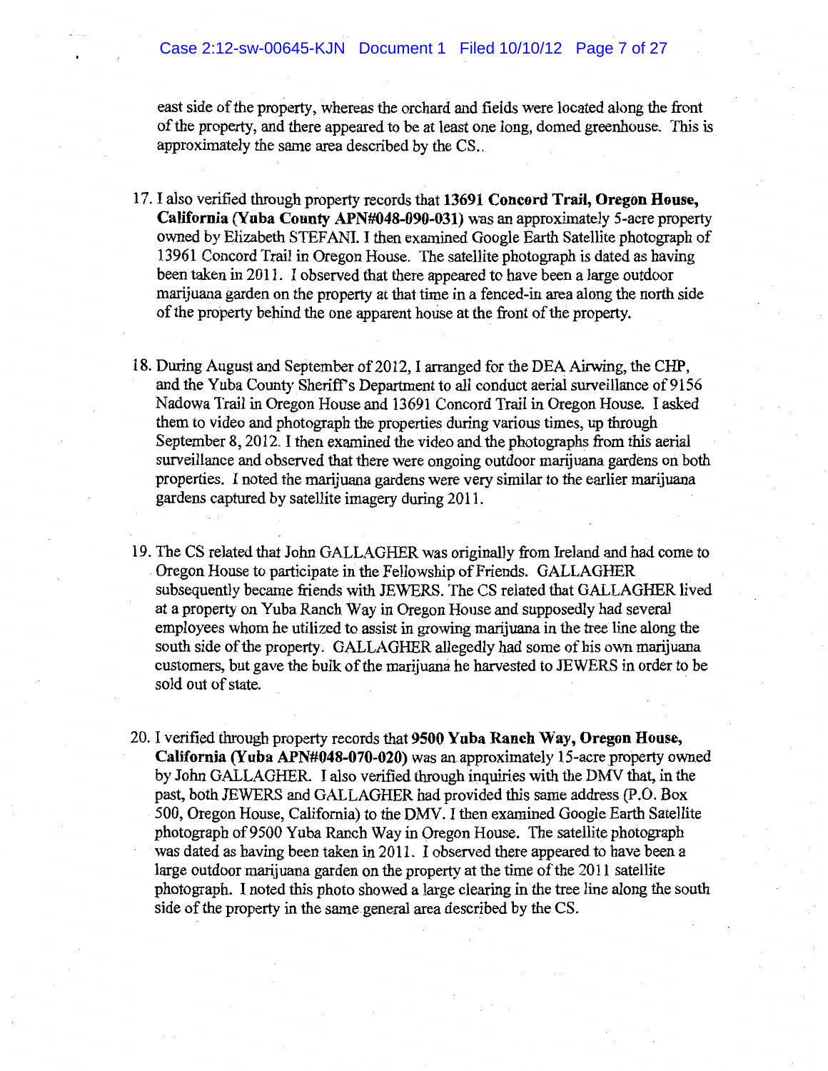east side of the property, whereas the orchard and fields were located along the front of the property, and there appeared to be at least one long, domed greenhouse. This is approximately the same area described by the CS..

17. I also verified through property records that **13691 Concord Trail, Oregon House, California (Yuba County APN#048-090-031)** was an approximately 5-acre property owned by Elizabeth STEFANI. I then examined Google Earth Satellite photograph of 13961 Concord Trail in Oregon House. The satellite photograph is dated as having been taken in 2011. I observed that there appeared to have been a large outdoor marijuana garden on the property at that time in a fenced-in area along the north side of the property behind the one apparent house at the front of the property.

18. During August and September of 2012, I arranged for the DEA Airwing, the CHP, and the Yuba County Sheriff's Department to all conduct aerial surveillance of 9156 Nadowa Trail in Oregon House and 13691 Concord Trail in Oregon House. I asked them to video and photograph the properties during various times, up through September 8, 2012. I then examined the video and the photographs from this aerial surveillance and observed that there were ongoing outdoor marijuana gardens on both properties. I noted the marijuana gardens were very similar to the earlier marijuana gardens captured by satellite imagery during 2011.

19. The CS related that John GALLAGHER was originally from Ireland and had come to Oregon House to participate in the Fellowship of Friends. GALLAGHER subsequently became friends with JEWERS. The CS related that GALLAGHER lived at a property on Yuba Ranch Way in Oregon House and supposedly had several employees whom he utilized to assist in growing marijuana in the tree line along the south side of the property. GALLAGHER allegedly had some of his own marijuana customers, but gave the bulk of the marijuana he harvested to JEWERS in order to be sold out of state.

20. I verified through property records that **9500 Yuba Ranch Way, Oregon House, California (Yuba APN#048-070-020)** was an approximately 15-acre property owned by John GALLAGHER. I also verified through inquiries with the DMV that, in the past, both JEWERS and GALLAGHER had provided this same address (P.O. Box 500, Oregon House, California) to the DMV. I then examined Google Earth Satellite photograph of 9500 Yuba Ranch Way in Oregon House. The satellite photograph was dated as having been taken in 2011. I observed there appeared to have been a large outdoor marijuana garden on the property at the time of the 2011 satellite photograph. I noted this photo showed a large clearing in the tree line along the south side of the property in the same general area described by the CS.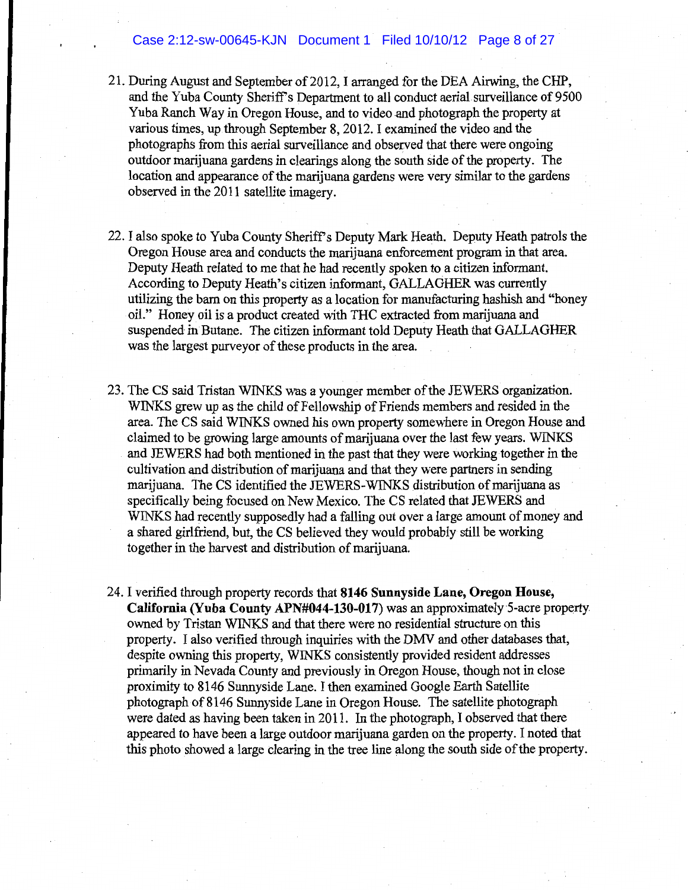21. During August and September of 2012, I arranged for the DEA Airwing, the CHP, and the Yuba County Sheriff's Department to all conduct aerial surveillance of 9500 Yuba Ranch Way in Oregon House, and to video and photograph the property at various times, up through September 8, 2012. I examined the video and the photographs from this aerial surveillance and observed that there were ongoing outdoor marijuana gardens in clearings along the south side of the property. The location and appearance of the marijuana gardens were very similar to the gardens observed in the 2011 satellite imagery.

22. I also spoke to Yuba County Sheriff's Deputy Mark Heath. Deputy Heath patrols the Oregon House area and conducts the marijuana enforcement program in that area. Deputy Heath related to me that he had recently spoken to a citizen informant. According to Deputy Heath's citizen informant, GALLAGHER was currently utilizing the barn on this property as a location for manufacturing hashish and "honey oil." Honey oil is a product created with THC extracted from marijuana and suspended in Butane. The citizen informant told Deputy Heath that GALLAGHER was the largest purveyor of these products in the area.

23. The CS said Tristan WINKS was a younger member of the JEWERS organization. WINKS grew up as the child of Fellowship of Friends members and resided in the area. The CS said WINKS owned his own property somewhere in Oregon House and claimed to be growing large amounts of marijuana over the last few years. WINKS and JEWERS had both mentioned in the past that they were working together in the cultivation and distribution of marijuana and that they were partners in sending marijuana. The CS identified the JEWERS-WINKS distribution of marijuana as specifically being focused on New Mexico. The CS related that JEWERS and WINKS had recently supposedly had a falling out over a large amount of money and a shared girlfriend, but, the CS believed they would probably still be working together in the harvest and distribution of marijuana.

24. I verified through property records that **8146 Sunnyside Lane, Oregon House, California (Yuba County APN#044-130-017)** was an approximately 5-acre property owned by Tristan WINKS and that there were no residential structure on this property. I also verified through inquiries with the DMV and other databases that, despite owning this property, WINKS consistently provided resident addresses primarily in Nevada County and previously in Oregon House, though not in close proximity to 8146 Sunnyside Lane. I then examined Google Earth Satellite photograph of 8146 Sunnyside Lane in Oregon House. The satellite photograph were dated as having been taken in 2011. In the photograph, I observed that there appeared to have been a large outdoor marijuana garden on the property. I noted that this photo showed a large clearing in the tree line along the south side of the property.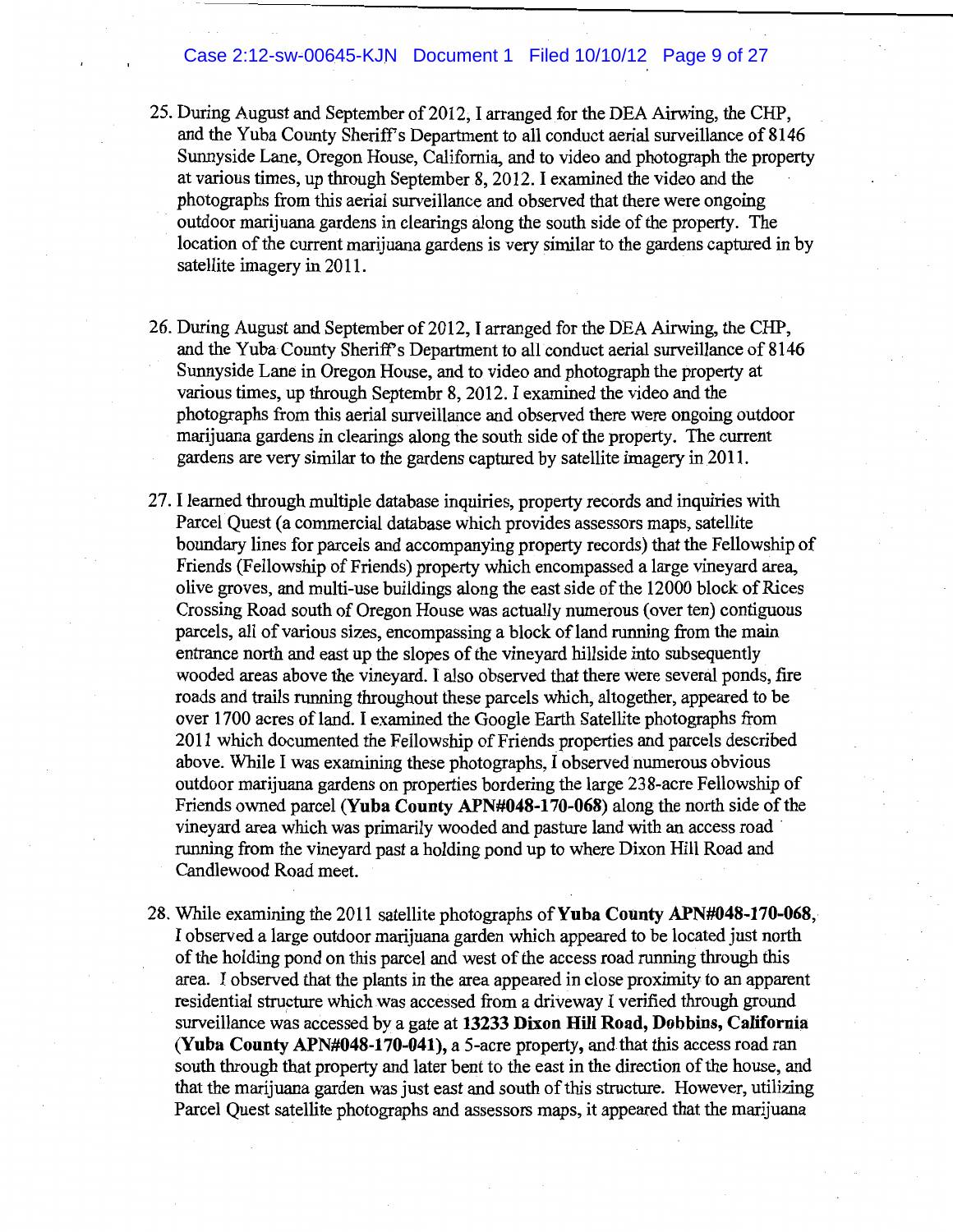25. During August and September of 2012, I arranged for the DEA Airwing, the CHP, and the Yuba County Sheriff's Department to all conduct aerial surveillance of 8146 Sunnyside Lane, Oregon House, California, and to video and photograph the property at various times, up through September 8, 2012. I examined the video and the photographs from this aerial surveillance and observed that there were ongoing outdoor marijuana gardens in clearings along the south side of the property. The location of the current marijuana gardens is very similar to the gardens captured in by satellite imagery in 2011.

26. During August and September of 2012, I arranged for the DEA Airwing, the CHP, and the Yuba County Sheriff's Department to all conduct aerial surveillance of 8146 Sunnyside Lane in Oregon House, and to video and photograph the property at various times, up through Septembr 8, 2012. I examined the video and the photographs from this aerial surveillance and observed there were ongoing outdoor marijuana gardens in clearings along the south side of the property. The current gardens are very similar to the gardens captured by satellite imagery in 2011.

27. I learned through multiple database inquiries, property records and inquiries with Parcel Quest (a commercial database which provides assessors maps, satellite boundary lines for parcels and accompanying property records) that the Fellowship of Friends (Fellowship of Friends) property which encompassed a large vineyard area, olive groves, and multi-use buildings along the east side of the 12000 block of Rices Crossing Road south of Oregon House was actually numerous (over ten) contiguous parcels, all of various sizes, encompassing a block of land running from the main entrance north and east up the slopes of the vineyard hillside into subsequently wooded areas above the vineyard. I also observed that there were several ponds, fire roads and trails running throughout these parcels which, altogether, appeared to be over 1700 acres of land. I examined the Google Earth Satellite photographs from 2011 which documented the Fellowship of Friends properties and parcels described above. While I was examining these photographs, I observed numerous obvious outdoor marijuana gardens on properties bordering the large 238-acre Fellowship of Friends owned parcel (**Yuba County APN#048-170-068**) along the north side of the vineyard area which was primarily wooded and pasture land with an access road running from the vineyard past a holding pond up to where Dixon Hill Road and Candlewood Road meet.

28. While examining the 2011 satellite photographs of **Yuba County APN#048-170-068**, I observed a large outdoor marijuana garden which appeared to be located just north of the holding pond on this parcel and west of the access road running through this area. I observed that the plants in the area appeared in close proximity to an apparent residential structure which was accessed from a driveway I verified through ground surveillance was accessed by a gate at **13233 Dixon Hill Road, Dobbins, California (Yuba County APN#048-170-041),** a 5-acre property, and that this access road ran south through that property and later bent to the east in the direction of the house, and that the marijuana garden was just east and south of this structure. However, utilizing Parcel Quest satellite photographs and assessors maps, it appeared that the marijuana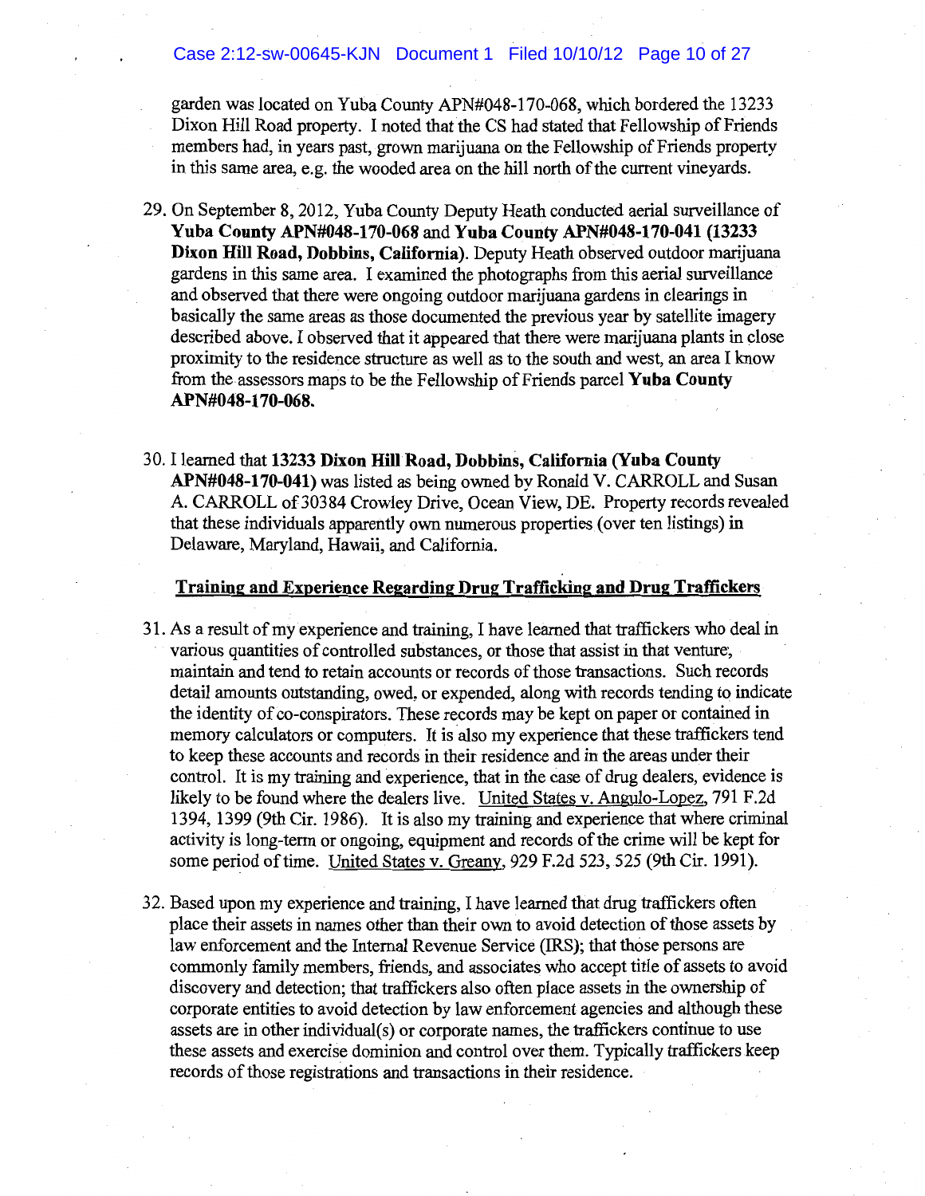garden was located on Yuba County APN#048-170-068, which bordered the 13233 Dixon Hill Road property. I noted that the CS had stated that Fellowship of Friends members had, in years past, grown marijuana on the Fellowship of Friends property in this same area, e.g. the wooded area on the hill north of the current vineyards.

29. On September 8, 2012, Yuba County Deputy Heath conducted aerial surveillance of **Yuba County APN#048-170-068** and **Yuba County APN#048-170-041 (13233 Dixon Hill Road, Dobbins, California)**. Deputy Heath observed outdoor marijuana gardens in this same area. I examined the photographs from this aerial surveillance and observed that there were ongoing outdoor marijuana gardens in clearings in basically the same areas as those documented the previous year by satellite imagery described above. I observed that it appeared that there were marijuana plants in close proximity to the residence structure as well as to the south and west, an area I know from the assessors maps to be the Fellowship of Friends parcel **Yuba County APN#048-170-068.**

30. I learned that **13233 Dixon Hill Road, Dobbins, California (Yuba County APN#048-170-041)** was listed as being owned by Ronald V. CARROLL and Susan A. CARROLL of 30384 Crowley Drive, Ocean View, DE. Property records revealed that these individuals apparently own numerous properties (over ten listings) in Delaware, Maryland, Hawaii, and California.

## Training and Experience Regarding Drug Trafficking and Drug Traffickers

31. As a result of my experience and training, I have learned that traffickers who deal in various quantities of controlled substances, or those that assist in that venture, maintain and tend to retain accounts or records of those transactions. Such records detail amounts outstanding, owed, or expended, along with records tending to indicate the identity of co-conspirators. These records may be kept on paper or contained in memory calculators or computers. It is also my experience that these traffickers tend to keep these accounts and records in their residence and in the areas under their control. It is my training and experience, that in the case of drug dealers, evidence is likely to be found where the dealers live. United States v. Angulo-Lopez, 791 F.2d 1394, 1399 (9th Cir. 1986). It is also my training and experience that where criminal activity is long-term or ongoing, equipment and records of the crime will be kept for some period of time. United States v. Greany, 929 F.2d 523, 525 (9th Cir. 1991).

32. Based upon my experience and training, I have learned that drug traffickers often place their assets in names other than their own to avoid detection of those assets by law enforcement and the Internal Revenue Service (IRS); that those persons are commonly family members, friends, and associates who accept title of assets to avoid discovery and detection; that traffickers also often place assets in the ownership of corporate entities to avoid detection by law enforcement agencies and although these assets are in other individual(s) or corporate names, the traffickers continue to use these assets and exercise dominion and control over them. Typically traffickers keep records of those registrations and transactions in their residence.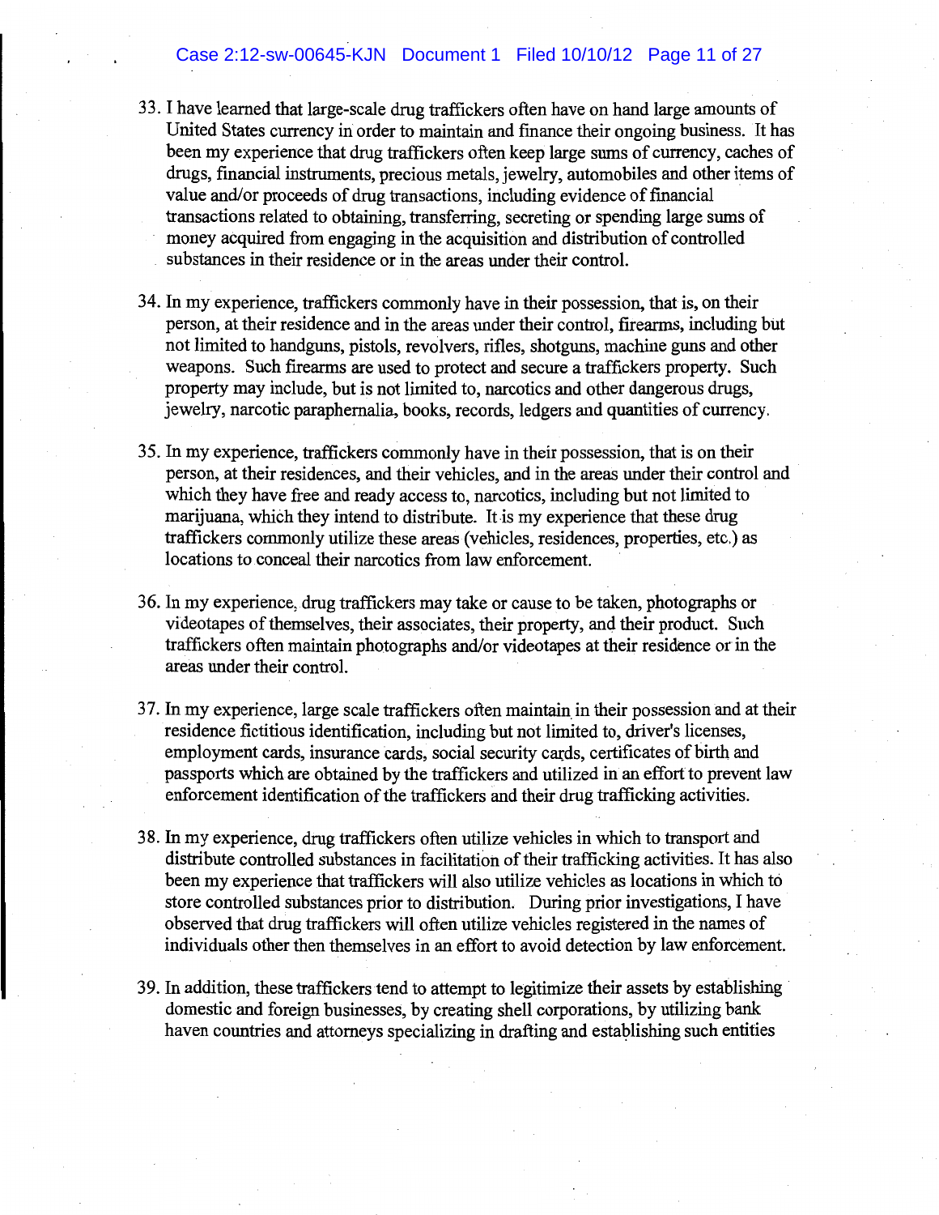33. I have learned that large-scale drug traffickers often have on hand large amounts of United States currency in order to maintain and finance their ongoing business. It has been my experience that drug traffickers often keep large sums of currency, caches of drugs, financial instruments, precious metals, jewelry, automobiles and other items of value and/or proceeds of drug transactions, including evidence of financial transactions related to obtaining, transferring, secreting or spending large sums of money acquired from engaging in the acquisition and distribution of controlled substances in their residence or in the areas under their control.

34. In my experience, traffickers commonly have in their possession, that is, on their person, at their residence and in the areas under their control, firearms, including but not limited to handguns, pistols, revolvers, rifles, shotguns, machine guns and other weapons. Such firearms are used to protect and secure a traffickers property. Such property may include, but is not limited to, narcotics and other dangerous drugs, jewelry, narcotic paraphernalia, books, records, ledgers and quantities of currency.

35. In my experience, traffickers commonly have in their possession, that is on their person, at their residences, and their vehicles, and in the areas under their control and which they have free and ready access to, narcotics, including but not limited to marijuana, which they intend to distribute. It is my experience that these drug traffickers commonly utilize these areas (vehicles, residences, properties, etc.) as locations to conceal their narcotics from law enforcement.

36. In my experience, drug traffickers may take or cause to be taken, photographs or videotapes of themselves, their associates, their property, and their product. Such traffickers often maintain photographs and/or videotapes at their residence or in the areas under their control.

37. In my experience, large scale traffickers often maintain in their possession and at their residence fictitious identification, including but not limited to, driver's licenses, employment cards, insurance cards, social security cards, certificates of birth and passports which are obtained by the traffickers and utilized in an effort to prevent law enforcement identification of the traffickers and their drug trafficking activities.

38. In my experience, drug traffickers often utilize vehicles in which to transport and distribute controlled substances in facilitation of their trafficking activities. It has also been my experience that traffickers will also utilize vehicles as locations in which to store controlled substances prior to distribution. During prior investigations, I have observed that drug traffickers will often utilize vehicles registered in the names of individuals other then themselves in an effort to avoid detection by law enforcement.

39. In addition, these traffickers tend to attempt to legitimize their assets by establishing domestic and foreign businesses, by creating shell corporations, by utilizing bank haven countries and attorneys specializing in drafting and establishing such entities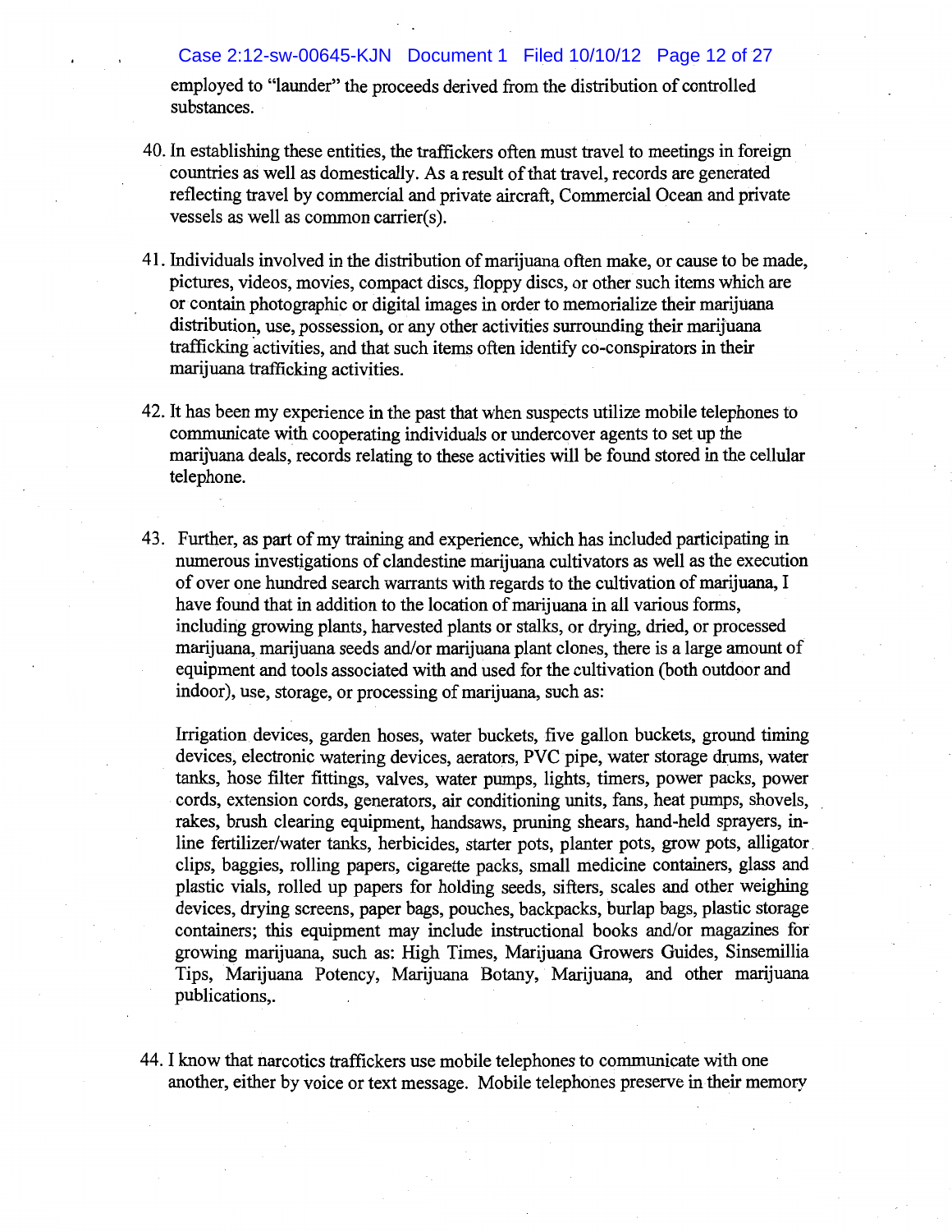employed to "launder" the proceeds derived from the distribution of controlled substances.

40. In establishing these entities, the traffickers often must travel to meetings in foreign countries as well as domestically. As a result of that travel, records are generated reflecting travel by commercial and private aircraft, Commercial Ocean and private vessels as well as common carrier(s).

41. Individuals involved in the distribution of marijuana often make, or cause to be made, pictures, videos, movies, compact discs, floppy discs, or other such items which are or contain photographic or digital images in order to memorialize their marijuana distribution, use, possession, or any other activities surrounding their marijuana trafficking activities, and that such items often identify co-conspirators in their marijuana trafficking activities.

42. It has been my experience in the past that when suspects utilize mobile telephones to communicate with cooperating individuals or undercover agents to set up the marijuana deals, records relating to these activities will be found stored in the cellular telephone.

43. Further, as part of my training and experience, which has included participating in numerous investigations of clandestine marijuana cultivators as well as the execution of over one hundred search warrants with regards to the cultivation of marijuana, I have found that in addition to the location of marijuana in all various forms, including growing plants, harvested plants or stalks, or drying, dried, or processed marijuana, marijuana seeds and/or marijuana plant clones, there is a large amount of equipment and tools associated with and used for the cultivation (both outdoor and indoor), use, storage, or processing of marijuana, such as:

    Irrigation devices, garden hoses, water buckets, five gallon buckets, ground timing devices, electronic watering devices, aerators, PVC pipe, water storage drums, water tanks, hose filter fittings, valves, water pumps, lights, timers, power packs, power cords, extension cords, generators, air conditioning units, fans, heat pumps, shovels, rakes, brush clearing equipment, handsaws, pruning shears, hand-held sprayers, in-line fertilizer/water tanks, herbicides, starter pots, planter pots, grow pots, alligator clips, baggies, rolling papers, cigarette packs, small medicine containers, glass and plastic vials, rolled up papers for holding seeds, sifters, scales and other weighing devices, drying screens, paper bags, pouches, backpacks, burlap bags, plastic storage containers; this equipment may include instructional books and/or magazines for growing marijuana, such as: High Times, Marijuana Growers Guides, Sinsemillia Tips, Marijuana Potency, Marijuana Botany, Marijuana, and other marijuana publications,.

44. I know that narcotics traffickers use mobile telephones to communicate with one another, either by voice or text message. Mobile telephones preserve in their memory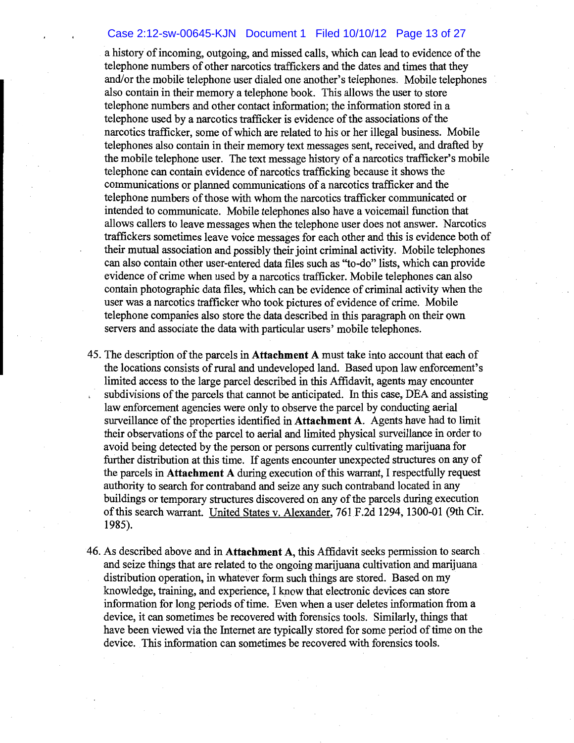a history of incoming, outgoing, and missed calls, which can lead to evidence of the telephone numbers of other narcotics traffickers and the dates and times that they and/or the mobile telephone user dialed one another's telephones. Mobile telephones also contain in their memory a telephone book. This allows the user to store telephone numbers and other contact information; the information stored in a telephone used by a narcotics trafficker is evidence of the associations of the narcotics trafficker, some of which are related to his or her illegal business. Mobile telephones also contain in their memory text messages sent, received, and drafted by the mobile telephone user. The text message history of a narcotics trafficker's mobile telephone can contain evidence of narcotics trafficking because it shows the communications or planned communications of a narcotics trafficker and the telephone numbers of those with whom the narcotics trafficker communicated or intended to communicate. Mobile telephones also have a voicemail function that allows callers to leave messages when the telephone user does not answer. Narcotics traffickers sometimes leave voice messages for each other and this is evidence both of their mutual association and possibly their joint criminal activity. Mobile telephones can also contain other user-entered data files such as "to-do" lists, which can provide evidence of crime when used by a narcotics trafficker. Mobile telephones can also contain photographic data files, which can be evidence of criminal activity when the user was a narcotics trafficker who took pictures of evidence of crime. Mobile telephone companies also store the data described in this paragraph on their own servers and associate the data with particular users' mobile telephones.

45. The description of the parcels in **Attachment A** must take into account that each of the locations consists of rural and undeveloped land. Based upon law enforcement's limited access to the large parcel described in this Affidavit, agents may encounter subdivisions of the parcels that cannot be anticipated. In this case, DEA and assisting law enforcement agencies were only to observe the parcel by conducting aerial surveillance of the properties identified in **Attachment A**. Agents have had to limit their observations of the parcel to aerial and limited physical surveillance in order to avoid being detected by the person or persons currently cultivating marijuana for further distribution at this time. If agents encounter unexpected structures on any of the parcels in **Attachment A** during execution of this warrant, I respectfully request authority to search for contraband and seize any such contraband located in any buildings or temporary structures discovered on any of the parcels during execution of this search warrant. United States v. Alexander, 761 F.2d 1294, 1300-01 (9th Cir. 1985).

46. As described above and in **Attachment A**, this Affidavit seeks permission to search and seize things that are related to the ongoing marijuana cultivation and marijuana distribution operation, in whatever form such things are stored. Based on my knowledge, training, and experience, I know that electronic devices can store information for long periods of time. Even when a user deletes information from a device, it can sometimes be recovered with forensics tools. Similarly, things that have been viewed via the Internet are typically stored for some period of time on the device. This information can sometimes be recovered with forensics tools.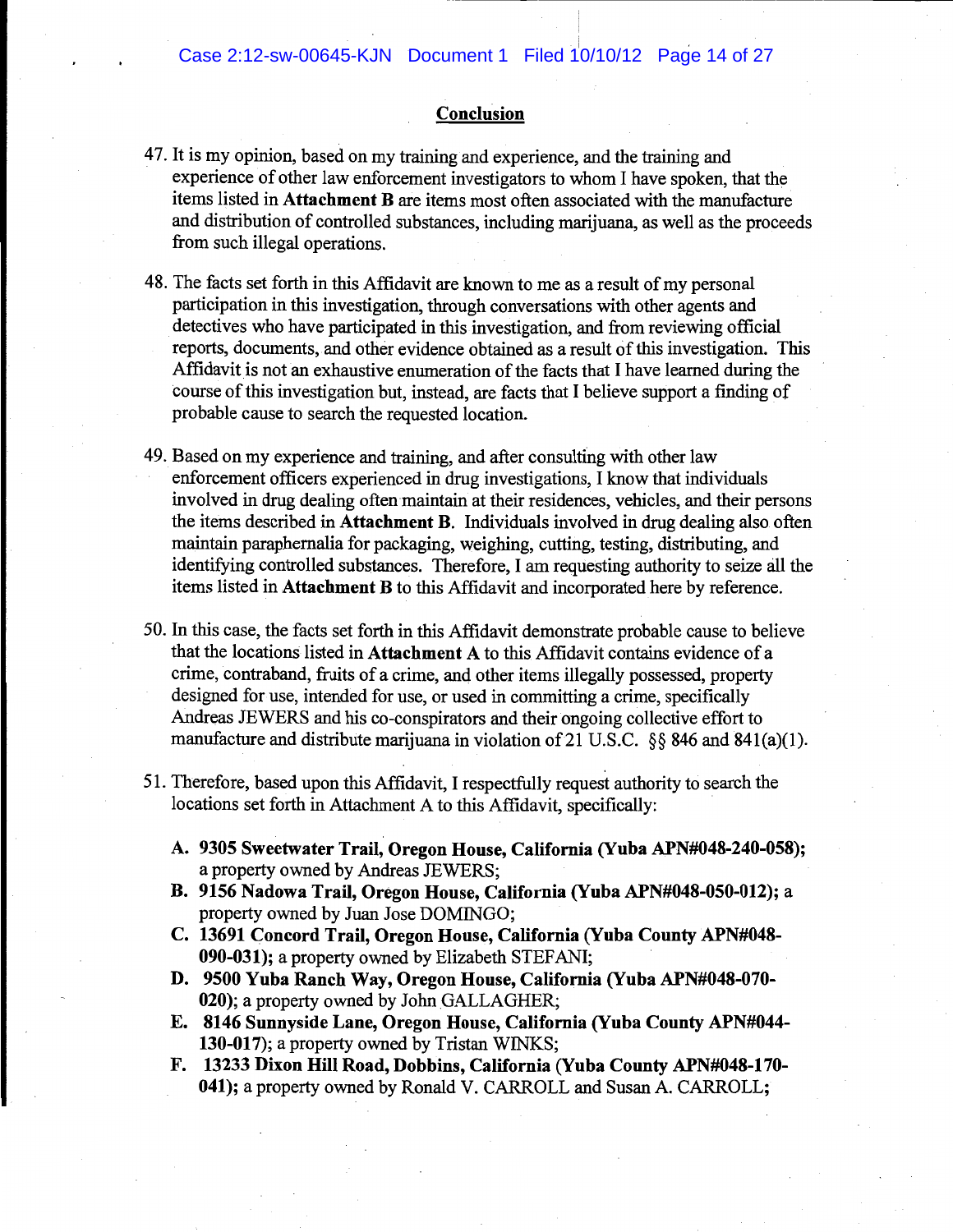## Conclusion

47. It is my opinion, based on my training and experience, and the training and experience of other law enforcement investigators to whom I have spoken, that the items listed in **Attachment B** are items most often associated with the manufacture and distribution of controlled substances, including marijuana, as well as the proceeds from such illegal operations.

48. The facts set forth in this Affidavit are known to me as a result of my personal participation in this investigation, through conversations with other agents and detectives who have participated in this investigation, and from reviewing official reports, documents, and other evidence obtained as a result of this investigation. This Affidavit is not an exhaustive enumeration of the facts that I have learned during the course of this investigation but, instead, are facts that I believe support a finding of probable cause to search the requested location.

49. Based on my experience and training, and after consulting with other law enforcement officers experienced in drug investigations, I know that individuals involved in drug dealing often maintain at their residences, vehicles, and their persons the items described in **Attachment B**. Individuals involved in drug dealing also often maintain paraphernalia for packaging, weighing, cutting, testing, distributing, and identifying controlled substances. Therefore, I am requesting authority to seize all the items listed in **Attachment B** to this Affidavit and incorporated here by reference.

50. In this case, the facts set forth in this Affidavit demonstrate probable cause to believe that the locations listed in **Attachment A** to this Affidavit contains evidence of a crime, contraband, fruits of a crime, and other items illegally possessed, property designed for use, intended for use, or used in committing a crime, specifically Andreas JEWERS and his co-conspirators and their ongoing collective effort to manufacture and distribute marijuana in violation of 21 U.S.C. §§ 846 and 841(a)(1).

51. Therefore, based upon this Affidavit, I respectfully request authority to search the locations set forth in Attachment A to this Affidavit, specifically:

    **A. 9305 Sweetwater Trail, Oregon House, California (Yuba APN#048-240-058);** a property owned by Andreas JEWERS;

    **B. 9156 Nadowa Trail, Oregon House, California (Yuba APN#048-050-012);** a property owned by Juan Jose DOMINGO;

    **C. 13691 Concord Trail, Oregon House, California (Yuba County APN#048-090-031);** a property owned by Elizabeth STEFANI;

    **D. 9500 Yuba Ranch Way, Oregon House, California (Yuba APN#048-070-020)**; a property owned by John GALLAGHER;

    **E. 8146 Sunnyside Lane, Oregon House, California (Yuba County APN#044-130-017)**; a property owned by Tristan WINKS;

    **F. 13233 Dixon Hill Road, Dobbins, California (Yuba County APN#048-170-041);** a property owned by Ronald V. CARROLL and Susan A. CARROLL;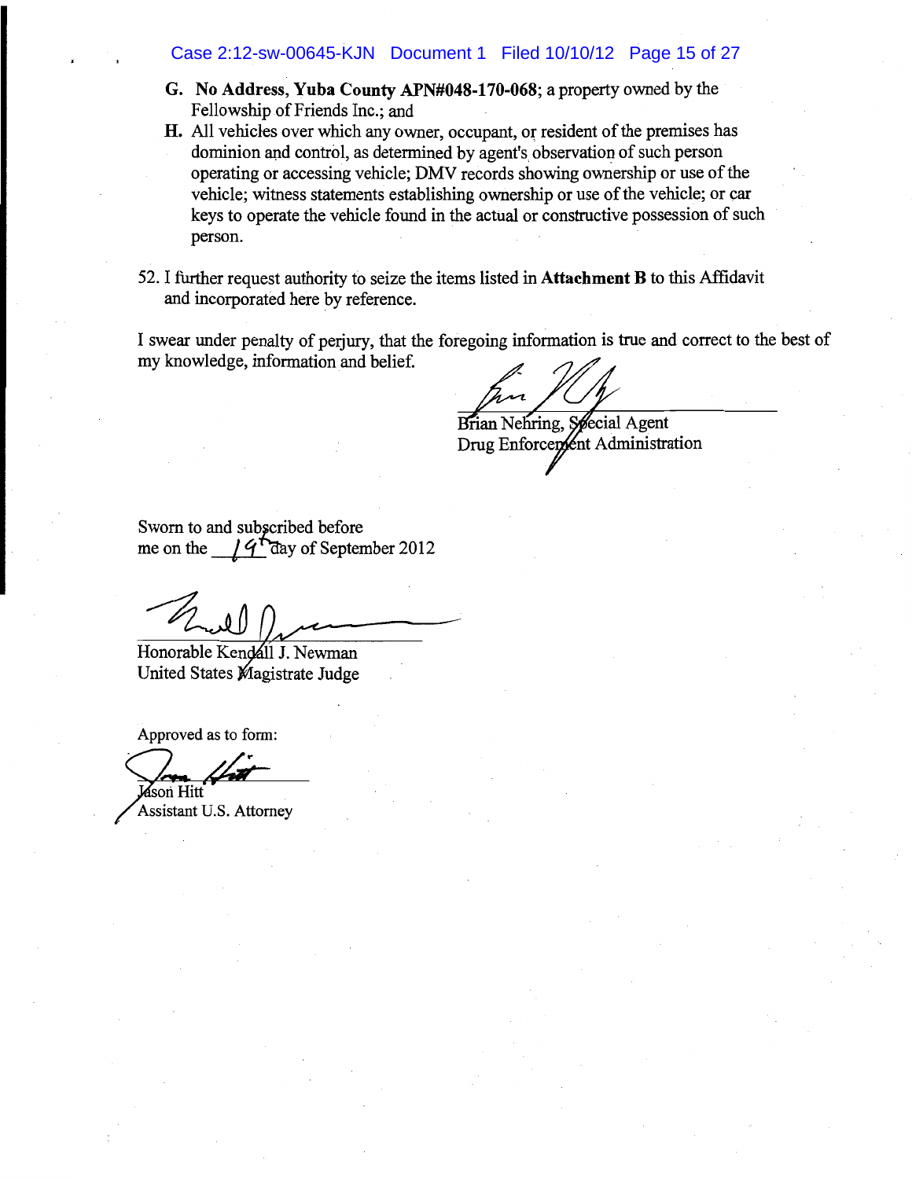G. **No Address, Yuba County APN#048-170-068**; a property owned by the Fellowship of Friends Inc.; and

H. All vehicles over which any owner, occupant, or resident of the premises has dominion and control, as determined by agent's observation of such person operating or accessing vehicle; DMV records showing ownership or use of the vehicle; witness statements establishing ownership or use of the vehicle; or car keys to operate the vehicle found in the actual or constructive possession of such person.

52. I further request authority to seize the items listed in **Attachment B** to this Affidavit and incorporated here by reference.

I swear under penalty of perjury, that the foregoing information is true and correct to the best of my knowledge, information and belief.

Brian Nehring, Special Agent
Drug Enforcement Administration

Sworn to and subscribed before me on the 19th day of September 2012

Honorable Kendall J. Newman
United States Magistrate Judge

Approved as to form:

Jason Hitt
Assistant U.S. Attorney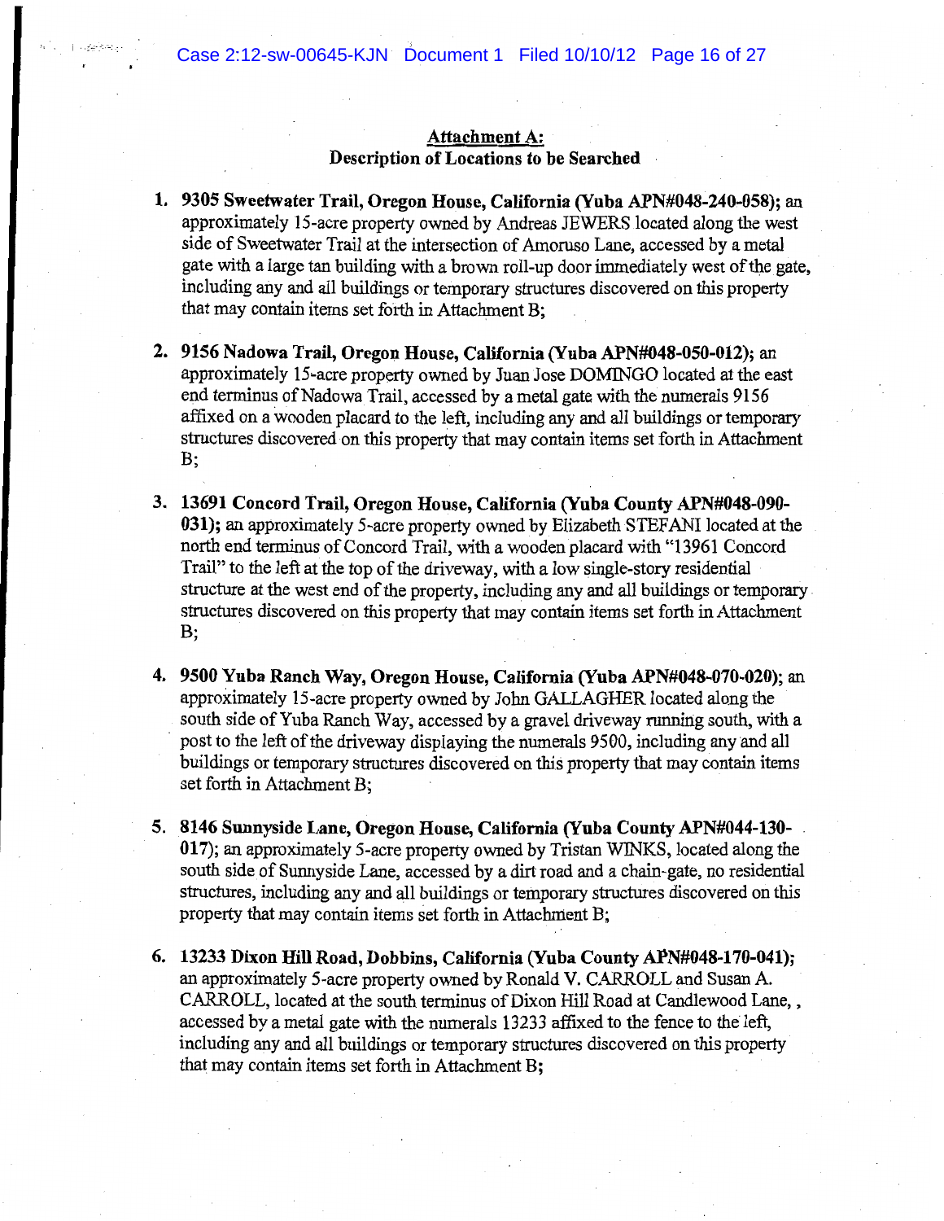## Attachment A:
### Description of Locations to be Searched

1. **9305 Sweetwater Trail, Oregon House, California (Yuba APN#048-240-058);** an approximately 15-acre property owned by Andreas JEWERS located along the west side of Sweetwater Trail at the intersection of Amoruso Lane, accessed by a metal gate with a large tan building with a brown roll-up door immediately west of the gate, including any and all buildings or temporary structures discovered on this property that may contain items set forth in Attachment B;

2. **9156 Nadowa Trail, Oregon House, California (Yuba APN#048-050-012);** an approximately 15-acre property owned by Juan Jose DOMINGO located at the east end terminus of Nadowa Trail, accessed by a metal gate with the numerals 9156 affixed on a wooden placard to the left, including any and all buildings or temporary structures discovered on this property that may contain items set forth in Attachment B;

3. **13691 Concord Trail, Oregon House, California (Yuba County APN#048-090-031);** an approximately 5-acre property owned by Elizabeth STEFANI located at the north end terminus of Concord Trail, with a wooden placard with "13961 Concord Trail" to the left at the top of the driveway, with a low single-story residential structure at the west end of the property, including any and all buildings or temporary structures discovered on this property that may contain items set forth in Attachment B;

4. **9500 Yuba Ranch Way, Oregon House, California (Yuba APN#048-070-020);** an approximately 15-acre property owned by John GALLAGHER located along the south side of Yuba Ranch Way, accessed by a gravel driveway running south, with a post to the left of the driveway displaying the numerals 9500, including any and all buildings or temporary structures discovered on this property that may contain items set forth in Attachment B;

5. **8146 Sunnyside Lane, Oregon House, California (Yuba County APN#044-130-017**); an approximately 5-acre property owned by Tristan WINKS, located along the south side of Sunnyside Lane, accessed by a dirt road and a chain-gate, no residential structures, including any and all buildings or temporary structures discovered on this property that may contain items set forth in Attachment B;

6. **13233 Dixon Hill Road, Dobbins, California (Yuba County APN#048-170-041);** an approximately 5-acre property owned by Ronald V. CARROLL and Susan A. CARROLL, located at the south terminus of Dixon Hill Road at Candlewood Lane, , accessed by a metal gate with the numerals 13233 affixed to the fence to the left, including any and all buildings or temporary structures discovered on this property that may contain items set forth in Attachment B;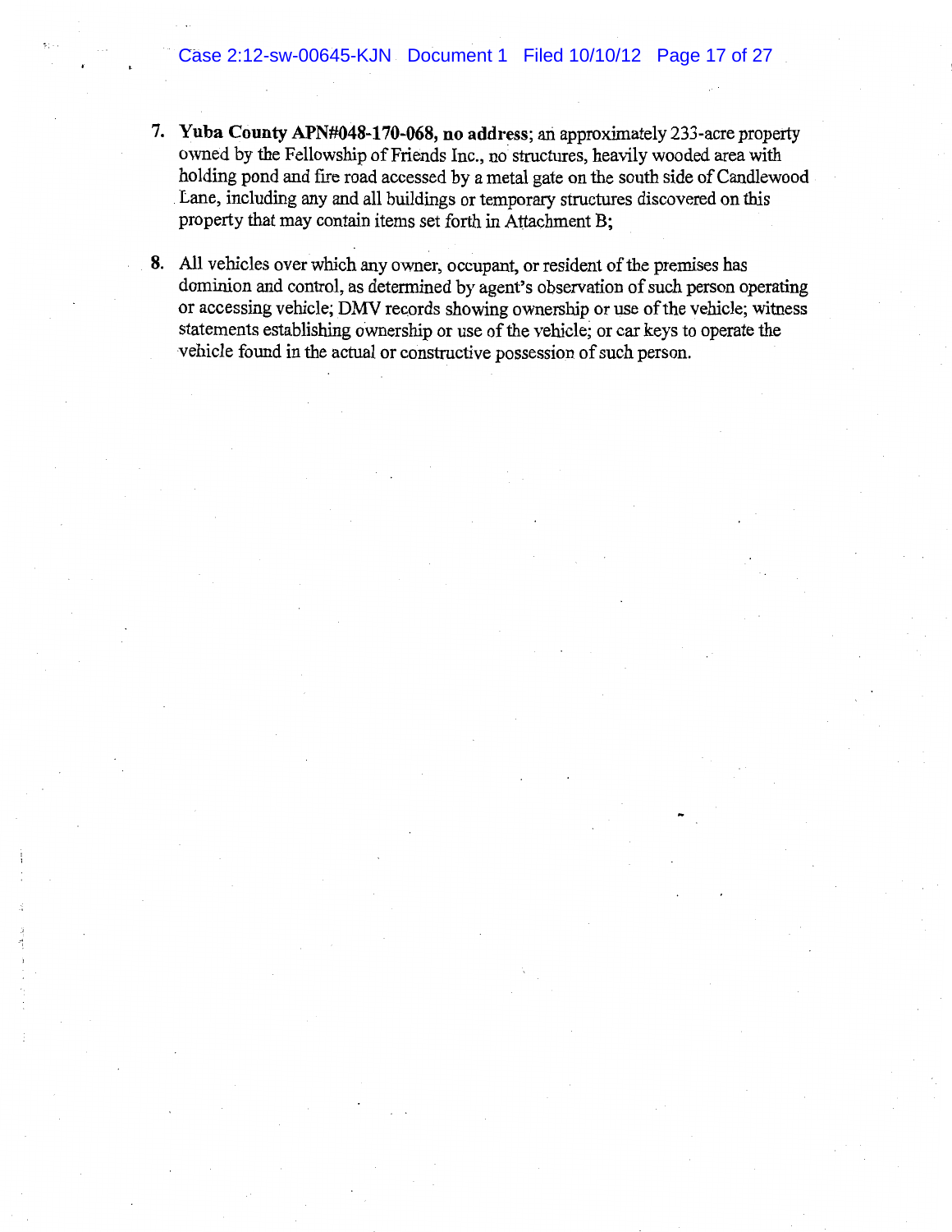7. **Yuba County APN#048-170-068, no address**; an approximately 233-acre property owned by the Fellowship of Friends Inc., no structures, heavily wooded area with holding pond and fire road accessed by a metal gate on the south side of Candlewood Lane, including any and all buildings or temporary structures discovered on this property that may contain items set forth in Attachment B;

8. All vehicles over which any owner, occupant, or resident of the premises has dominion and control, as determined by agent's observation of such person operating or accessing vehicle; DMV records showing ownership or use of the vehicle; witness statements establishing ownership or use of the vehicle; or car keys to operate the vehicle found in the actual or constructive possession of such person.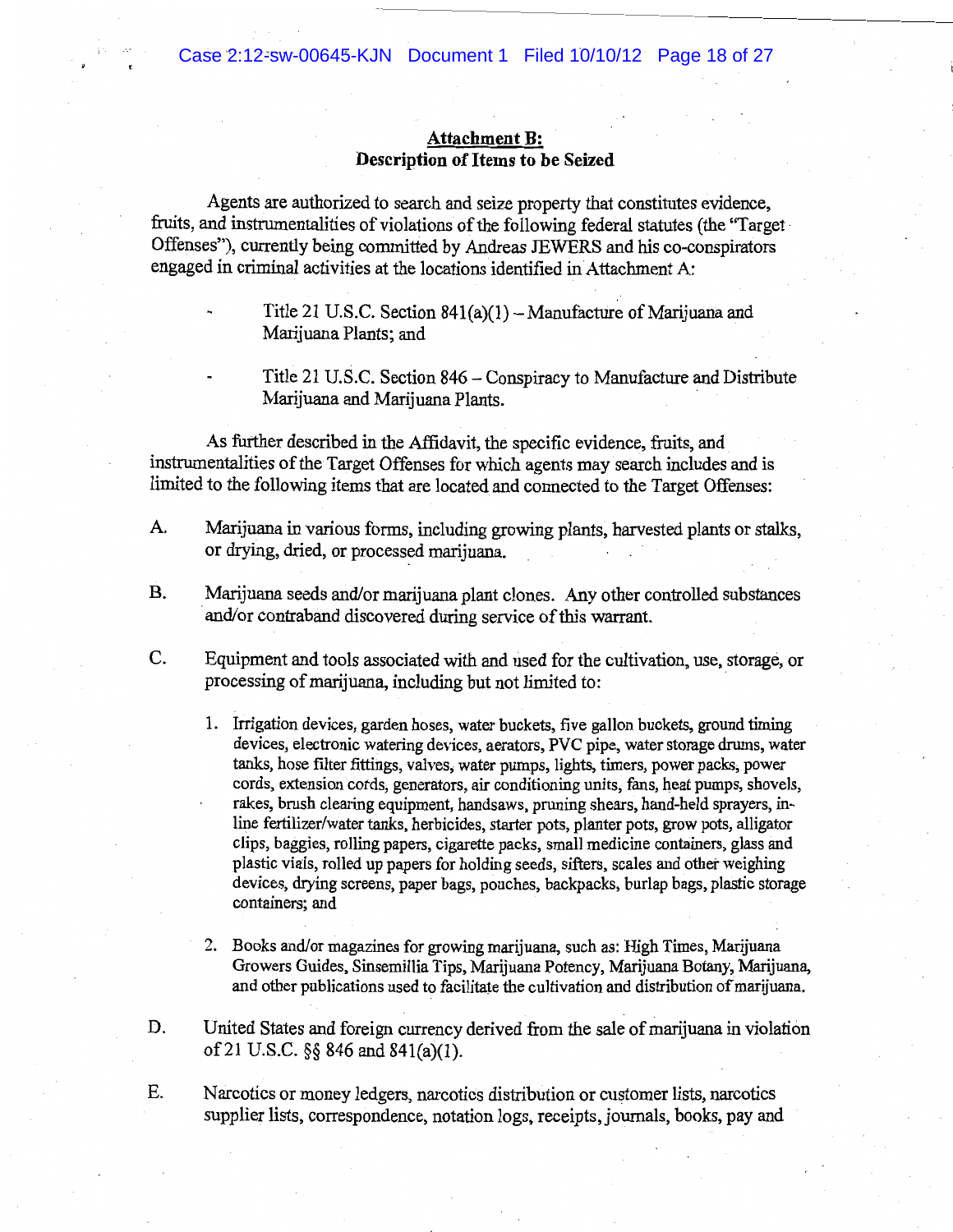**Attachment B:**
**Description of Items to be Seized**

Agents are authorized to search and seize property that constitutes evidence, fruits, and instrumentalities of violations of the following federal statutes (the "Target Offenses"), currently being committed by Andreas JEWERS and his co-conspirators engaged in criminal activities at the locations identified in Attachment A:

- Title 21 U.S.C. Section 841(a)(1) – Manufacture of Marijuana and Marijuana Plants; and
- Title 21 U.S.C. Section 846 – Conspiracy to Manufacture and Distribute Marijuana and Marijuana Plants.

As further described in the Affidavit, the specific evidence, fruits, and instrumentalities of the Target Offenses for which agents may search includes and is limited to the following items that are located and connected to the Target Offenses:

A. Marijuana in various forms, including growing plants, harvested plants or stalks, or drying, dried, or processed marijuana.

B. Marijuana seeds and/or marijuana plant clones. Any other controlled substances and/or contraband discovered during service of this warrant.

C. Equipment and tools associated with and used for the cultivation, use, storage, or processing of marijuana, including but not limited to:

   1. Irrigation devices, garden hoses, water buckets, five gallon buckets, ground timing devices, electronic watering devices, aerators, PVC pipe, water storage drums, water tanks, hose filter fittings, valves, water pumps, lights, timers, power packs, power cords, extension cords, generators, air conditioning units, fans, heat pumps, shovels, rakes, brush clearing equipment, handsaws, pruning shears, hand-held sprayers, in-line fertilizer/water tanks, herbicides, starter pots, planter pots, grow pots, alligator clips, baggies, rolling papers, cigarette packs, small medicine containers, glass and plastic vials, rolled up papers for holding seeds, sifters, scales and other weighing devices, drying screens, paper bags, pouches, backpacks, burlap bags, plastic storage containers; and

   2. Books and/or magazines for growing marijuana, such as: High Times, Marijuana Growers Guides, Sinsemillia Tips, Marijuana Potency, Marijuana Botany, Marijuana, and other publications used to facilitate the cultivation and distribution of marijuana.

D. United States and foreign currency derived from the sale of marijuana in violation of 21 U.S.C. §§ 846 and 841(a)(1).

E. Narcotics or money ledgers, narcotics distribution or customer lists, narcotics supplier lists, correspondence, notation logs, receipts, journals, books, pay and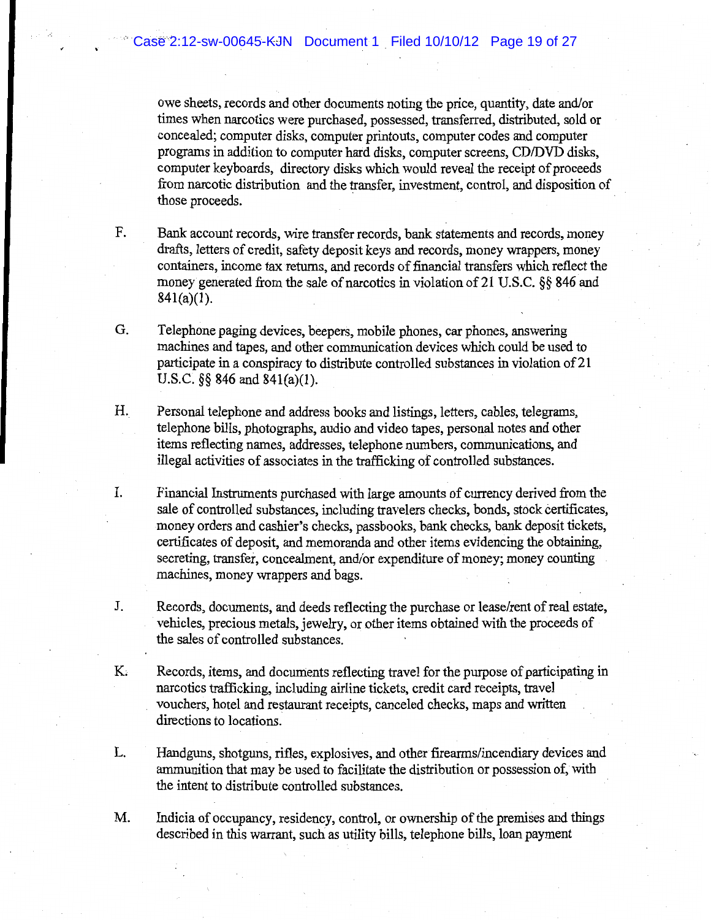owe sheets, records and other documents noting the price, quantity, date and/or times when narcotics were purchased, possessed, transferred, distributed, sold or concealed; computer disks, computer printouts, computer codes and computer programs in addition to computer hard disks, computer screens, CD/DVD disks, computer keyboards, directory disks which would reveal the receipt of proceeds from narcotic distribution and the transfer, investment, control, and disposition of those proceeds.

F. Bank account records, wire transfer records, bank statements and records, money drafts, letters of credit, safety deposit keys and records, money wrappers, money containers, income tax returns, and records of financial transfers which reflect the money generated from the sale of narcotics in violation of 21 U.S.C. §§ 846 and 841(a)(1).

G. Telephone paging devices, beepers, mobile phones, car phones, answering machines and tapes, and other communication devices which could be used to participate in a conspiracy to distribute controlled substances in violation of 21 U.S.C. §§ 846 and 841(a)(1).

H. Personal telephone and address books and listings, letters, cables, telegrams, telephone bills, photographs, audio and video tapes, personal notes and other items reflecting names, addresses, telephone numbers, communications, and illegal activities of associates in the trafficking of controlled substances.

I. Financial Instruments purchased with large amounts of currency derived from the sale of controlled substances, including travelers checks, bonds, stock certificates, money orders and cashier's checks, passbooks, bank checks, bank deposit tickets, certificates of deposit, and memoranda and other items evidencing the obtaining, secreting, transfer, concealment, and/or expenditure of money; money counting machines, money wrappers and bags.

J. Records, documents, and deeds reflecting the purchase or lease/rent of real estate, vehicles, precious metals, jewelry, or other items obtained with the proceeds of the sales of controlled substances.

K. Records, items, and documents reflecting travel for the purpose of participating in narcotics trafficking, including airline tickets, credit card receipts, travel vouchers, hotel and restaurant receipts, canceled checks, maps and written directions to locations.

L. Handguns, shotguns, rifles, explosives, and other firearms/incendiary devices and ammunition that may be used to facilitate the distribution or possession of, with the intent to distribute controlled substances.

M. Indicia of occupancy, residency, control, or ownership of the premises and things described in this warrant, such as utility bills, telephone bills, loan payment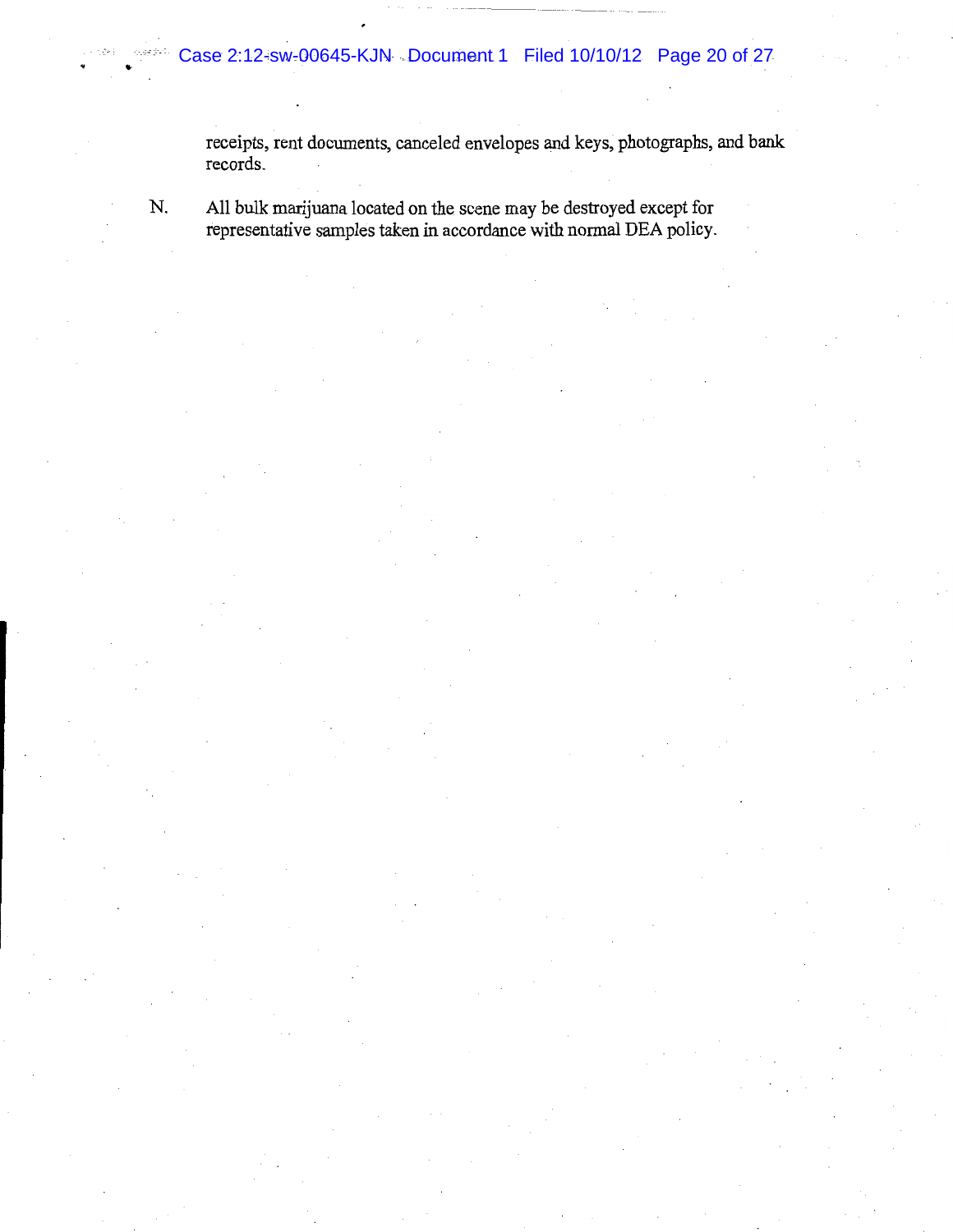receipts, rent documents, canceled envelopes and keys, photographs, and bank records.

N. All bulk marijuana located on the scene may be destroyed except for representative samples taken in accordance with normal DEA policy.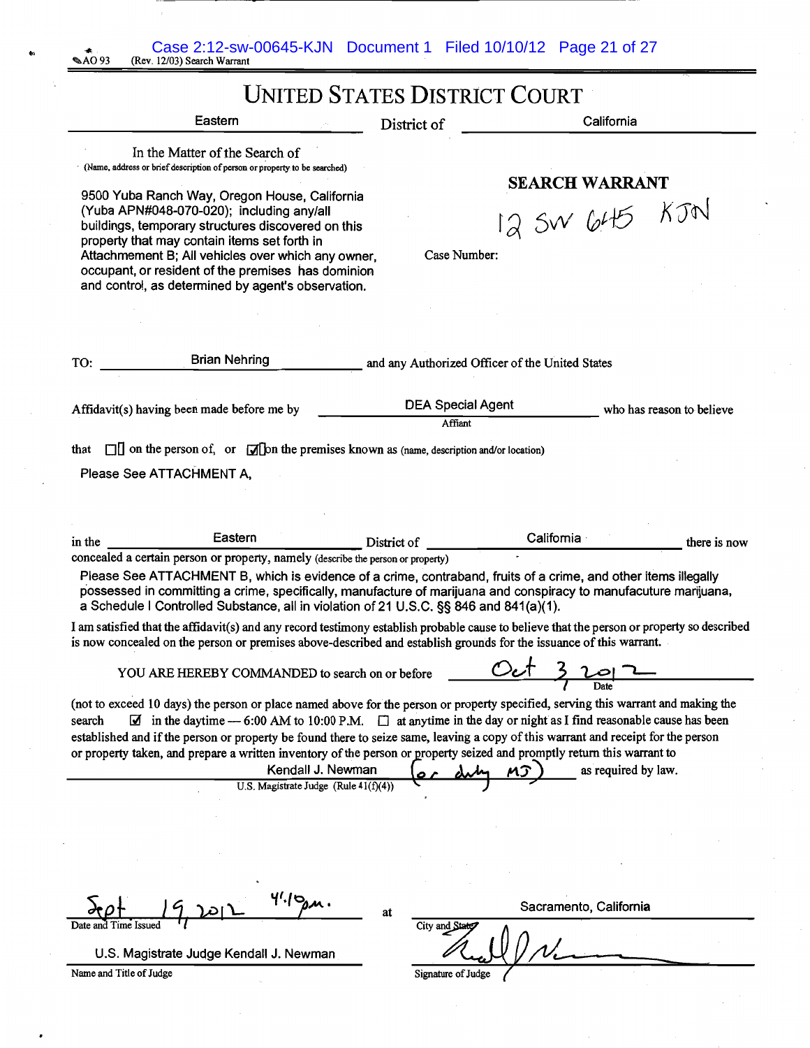AO 93 (Rev. 12/03) Search Warrant

# UNITED STATES DISTRICT COURT

Eastern District of California

In the Matter of the Search of
(Name, address or brief description of person or property to be searched)

9500 Yuba Ranch Way, Oregon House, California (Yuba APN#048-070-020); including any/all buildings, temporary structures discovered on this property that may contain items set forth in Attachment B; All vehicles over which any owner, occupant, or resident of the premises has dominion and control, as determined by agent's observation.

## SEARCH WARRANT

Case Number: 12 SW 645 KJN

TO: Brian Nehring and any Authorized Officer of the United States

Affidavit(s) having been made before me by DEA Special Agent (Affiant) who has reason to believe

that ☐ on the person of, or ☑ on the premises known as (name, description and/or location)

Please See ATTACHMENT A,

in the Eastern District of California there is now concealed a certain person or property, namely (describe the person or property)

Please See ATTACHMENT B, which is evidence of a crime, contraband, fruits of a crime, and other items illegally possessed in committing a crime, specifically, manufacture of marijuana and conspiracy to manufacute marijuana, a Schedule I Controlled Substance, all in violation of 21 U.S.C. §§ 846 and 841(a)(1).

I am satisfied that the affidavit(s) and any record testimony establish probable cause to believe that the person or property so described is now concealed on the person or premises above-described and establish grounds for the issuance of this warrant.

YOU ARE HEREBY COMMANDED to search on or before Oct 3 2012 (Date)

(not to exceed 10 days) the person or place named above for the person or property specified, serving this warrant and making the search ☑ in the daytime — 6:00 AM to 10:00 P.M. ☐ at anytime in the day or night as I find reasonable cause has been established and if the person or property be found there to seize same, leaving a copy of this warrant and receipt for the person or property taken, and prepare a written inventory of the person or property seized and promptly return this warrant to Kendall J. Newman (or duty MJ) as required by law.
U.S. Magistrate Judge (Rule 41(f)(4))

Sept 19, 2012 4:10pm. at Sacramento, California
Date and Time Issued — City and State

U.S. Magistrate Judge Kendall J. Newman
Name and Title of Judge

[signature]
Signature of Judge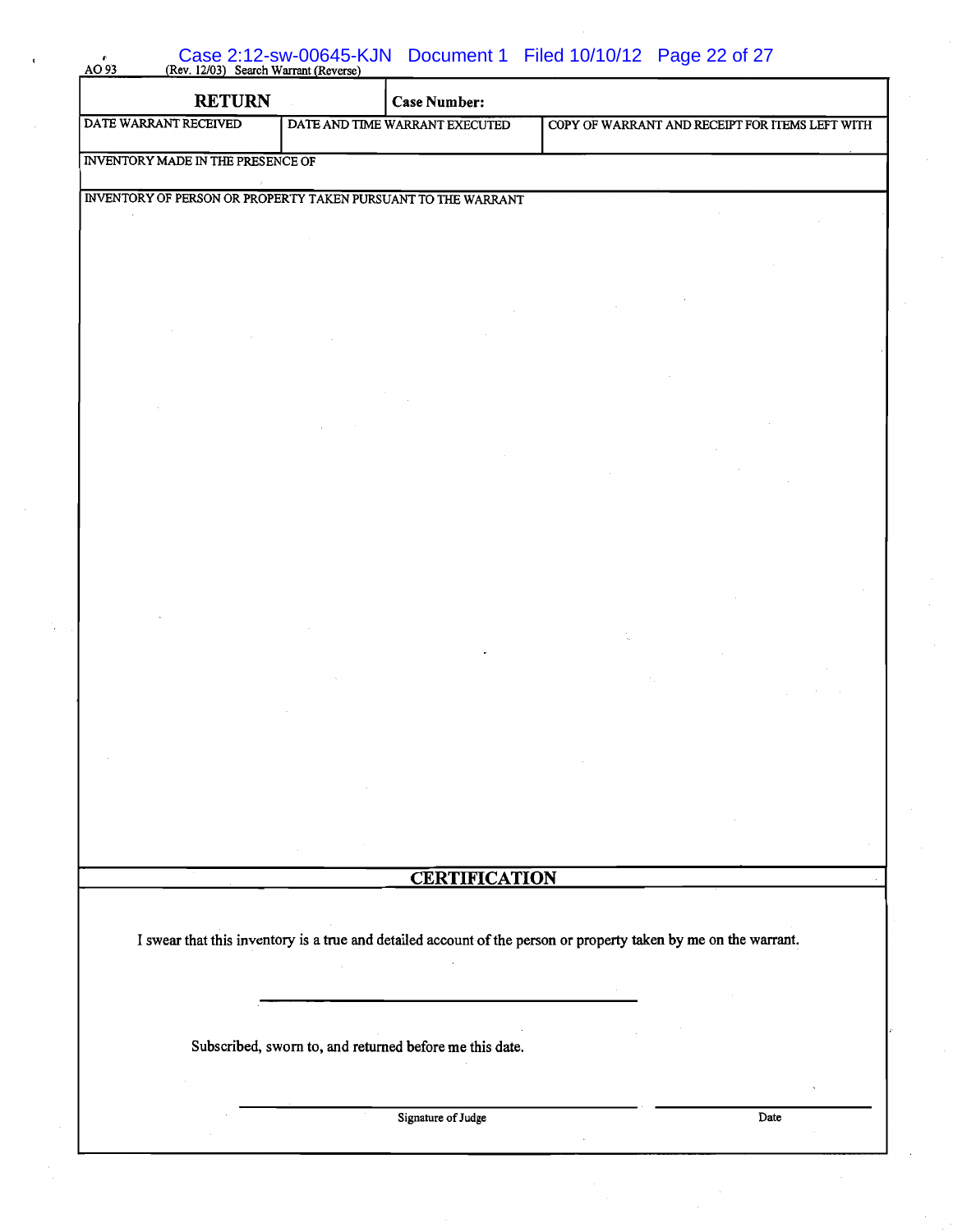AO 93 (Rev. 12/03) Search Warrant (Reverse)

| RETURN | | Case Number: |
|---|---|---|
| DATE WARRANT RECEIVED | DATE AND TIME WARRANT EXECUTED | COPY OF WARRANT AND RECEIPT FOR ITEMS LEFT WITH |
| | | |

INVENTORY MADE IN THE PRESENCE OF

INVENTORY OF PERSON OR PROPERTY TAKEN PURSUANT TO THE WARRANT

## CERTIFICATION

I swear that this inventory is a true and detailed account of the person or property taken by me on the warrant.

\_\_\_\_\_\_\_\_\_\_\_\_\_\_\_\_\_\_\_\_\_\_\_\_\_\_\_\_\_\_\_\_

Subscribed, sworn to, and returned before me this date.

| \_\_\_\_\_\_\_\_\_\_\_\_\_\_\_\_\_\_\_\_\_\_\_\_\_\_\_\_\_\_\_\_ | \_\_\_\_\_\_\_\_\_\_\_\_\_\_\_\_ |
|---|---|
| Signature of Judge | Date |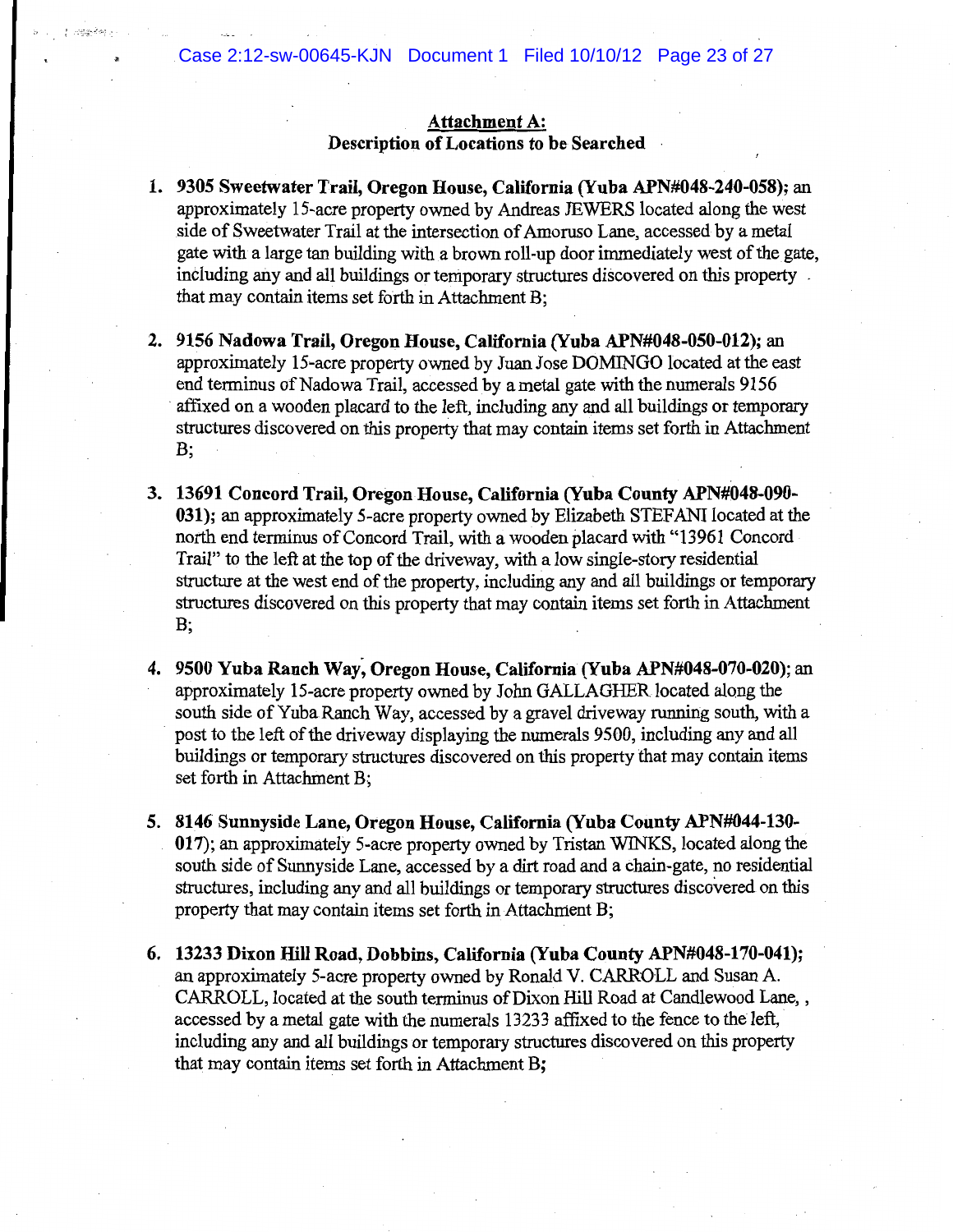**Attachment A:**
**Description of Locations to be Searched**

1. **9305 Sweetwater Trail, Oregon House, California (Yuba APN#048-240-058);** an approximately 15-acre property owned by Andreas JEWERS located along the west side of Sweetwater Trail at the intersection of Amoruso Lane, accessed by a metal gate with a large tan building with a brown roll-up door immediately west of the gate, including any and all buildings or temporary structures discovered on this property that may contain items set forth in Attachment B;

2. **9156 Nadowa Trail, Oregon House, California (Yuba APN#048-050-012);** an approximately 15-acre property owned by Juan Jose DOMINGO located at the east end terminus of Nadowa Trail, accessed by a metal gate with the numerals 9156 affixed on a wooden placard to the left, including any and all buildings or temporary structures discovered on this property that may contain items set forth in Attachment B;

3. **13691 Concord Trail, Oregon House, California (Yuba County APN#048-090-031);** an approximately 5-acre property owned by Elizabeth STEFANI located at the north end terminus of Concord Trail, with a wooden placard with "13961 Concord Trail" to the left at the top of the driveway, with a low single-story residential structure at the west end of the property, including any and all buildings or temporary structures discovered on this property that may contain items set forth in Attachment B;

4. **9500 Yuba Ranch Way, Oregon House, California (Yuba APN#048-070-020);** an approximately 15-acre property owned by John GALLAGHER located along the south side of Yuba Ranch Way, accessed by a gravel driveway running south, with a post to the left of the driveway displaying the numerals 9500, including any and all buildings or temporary structures discovered on this property that may contain items set forth in Attachment B;

5. **8146 Sunnyside Lane, Oregon House, California (Yuba County APN#044-130-017)**; an approximately 5-acre property owned by Tristan WINKS, located along the south side of Sunnyside Lane, accessed by a dirt road and a chain-gate, no residential structures, including any and all buildings or temporary structures discovered on this property that may contain items set forth in Attachment B;

6. **13233 Dixon Hill Road, Dobbins, California (Yuba County APN#048-170-041);** an approximately 5-acre property owned by Ronald V. CARROLL and Susan A. CARROLL, located at the south terminus of Dixon Hill Road at Candlewood Lane, , accessed by a metal gate with the numerals 13233 affixed to the fence to the left, including any and all buildings or temporary structures discovered on this property that may contain items set forth in Attachment B;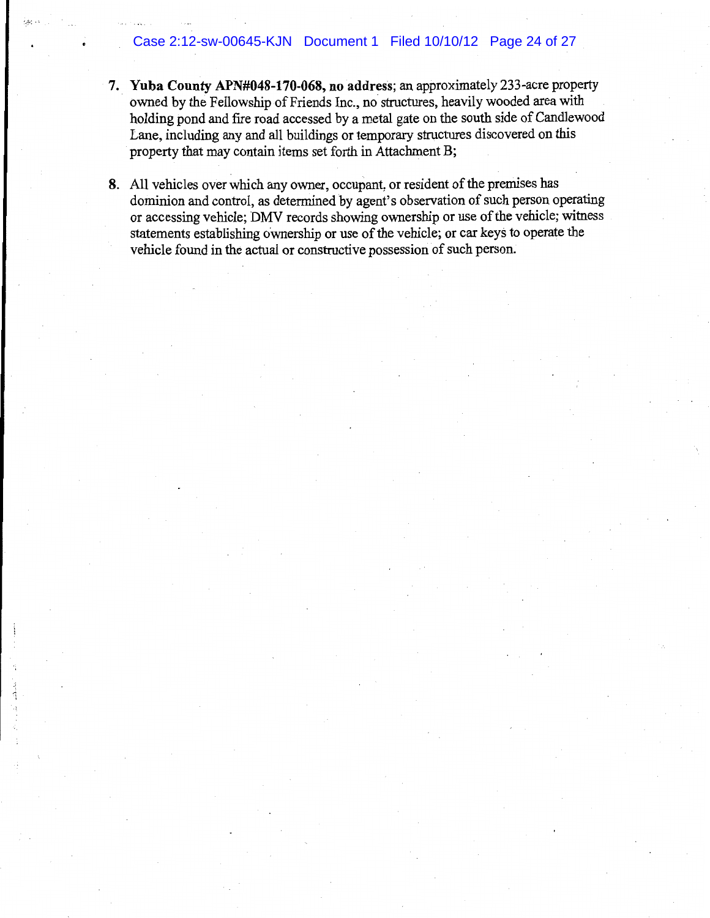7. **Yuba County APN#048-170-068, no address**; an approximately 233-acre property owned by the Fellowship of Friends Inc., no structures, heavily wooded area with holding pond and fire road accessed by a metal gate on the south side of Candlewood Lane, including any and all buildings or temporary structures discovered on this property that may contain items set forth in Attachment B;

8. All vehicles over which any owner, occupant, or resident of the premises has dominion and control, as determined by agent's observation of such person operating or accessing vehicle; DMV records showing ownership or use of the vehicle; witness statements establishing ownership or use of the vehicle; or car keys to operate the vehicle found in the actual or constructive possession of such person.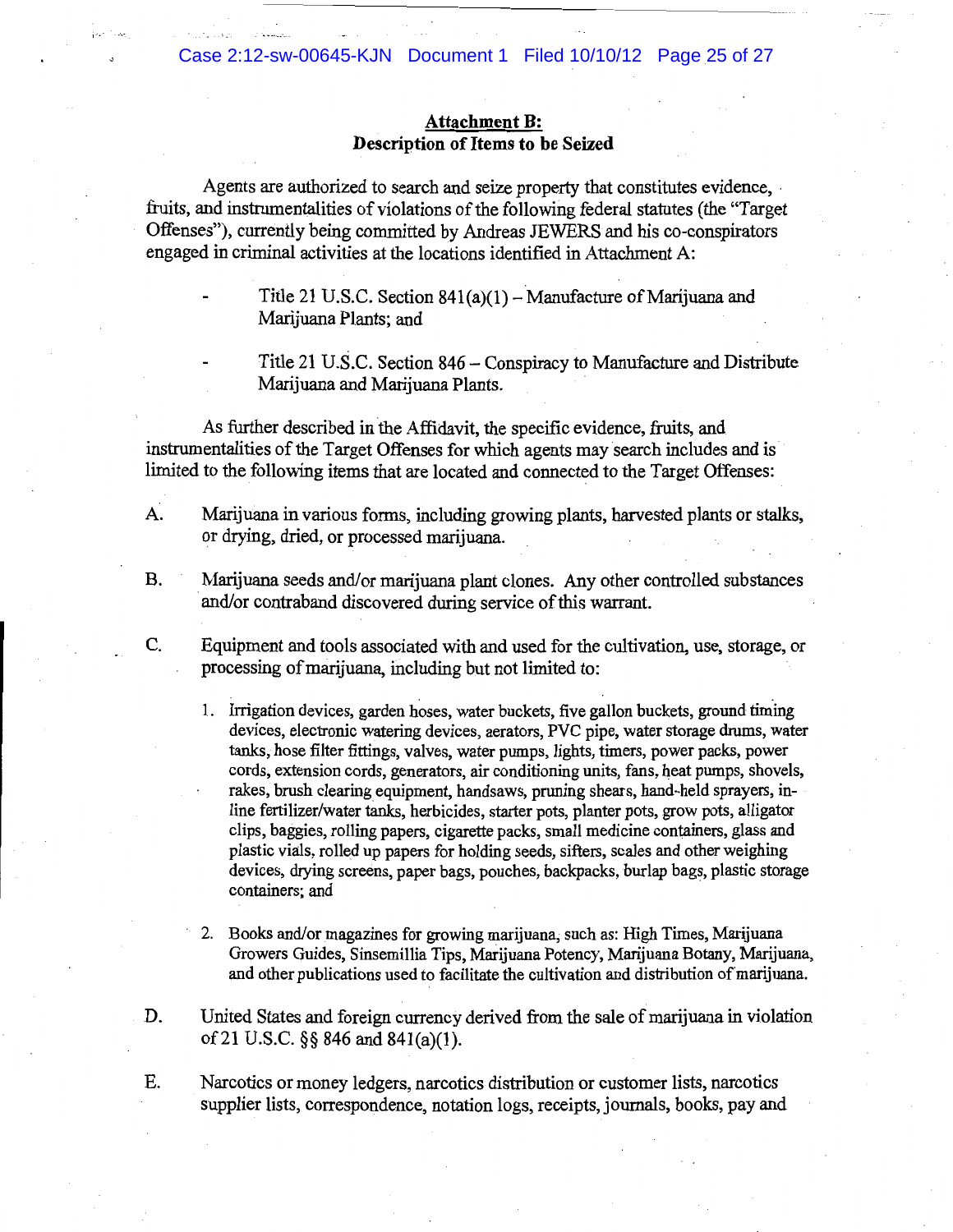**Attachment B:**
**Description of Items to be Seized**

Agents are authorized to search and seize property that constitutes evidence, fruits, and instrumentalities of violations of the following federal statutes (the "Target Offenses"), currently being committed by Andreas JEWERS and his co-conspirators engaged in criminal activities at the locations identified in Attachment A:

- Title 21 U.S.C. Section 841(a)(1) – Manufacture of Marijuana and Marijuana Plants; and

- Title 21 U.S.C. Section 846 – Conspiracy to Manufacture and Distribute Marijuana and Marijuana Plants.

As further described in the Affidavit, the specific evidence, fruits, and instrumentalities of the Target Offenses for which agents may search includes and is limited to the following items that are located and connected to the Target Offenses:

A. Marijuana in various forms, including growing plants, harvested plants or stalks, or drying, dried, or processed marijuana.

B. Marijuana seeds and/or marijuana plant clones. Any other controlled substances and/or contraband discovered during service of this warrant.

C. Equipment and tools associated with and used for the cultivation, use, storage, or processing of marijuana, including but not limited to:

1. Irrigation devices, garden hoses, water buckets, five gallon buckets, ground timing devices, electronic watering devices, aerators, PVC pipe, water storage drums, water tanks, hose filter fittings, valves, water pumps, lights, timers, power packs, power cords, extension cords, generators, air conditioning units, fans, heat pumps, shovels, rakes, brush clearing equipment, handsaws, pruning shears, hand-held sprayers, in-line fertilizer/water tanks, herbicides, starter pots, planter pots, grow pots, alligator clips, baggies, rolling papers, cigarette packs, small medicine containers, glass and plastic vials, rolled up papers for holding seeds, sifters, scales and other weighing devices, drying screens, paper bags, pouches, backpacks, burlap bags, plastic storage containers; and

2. Books and/or magazines for growing marijuana, such as: High Times, Marijuana Growers Guides, Sinsemillia Tips, Marijuana Potency, Marijuana Botany, Marijuana, and other publications used to facilitate the cultivation and distribution of marijuana.

D. United States and foreign currency derived from the sale of marijuana in violation of 21 U.S.C. §§ 846 and 841(a)(1).

E. Narcotics or money ledgers, narcotics distribution or customer lists, narcotics supplier lists, correspondence, notation logs, receipts, journals, books, pay and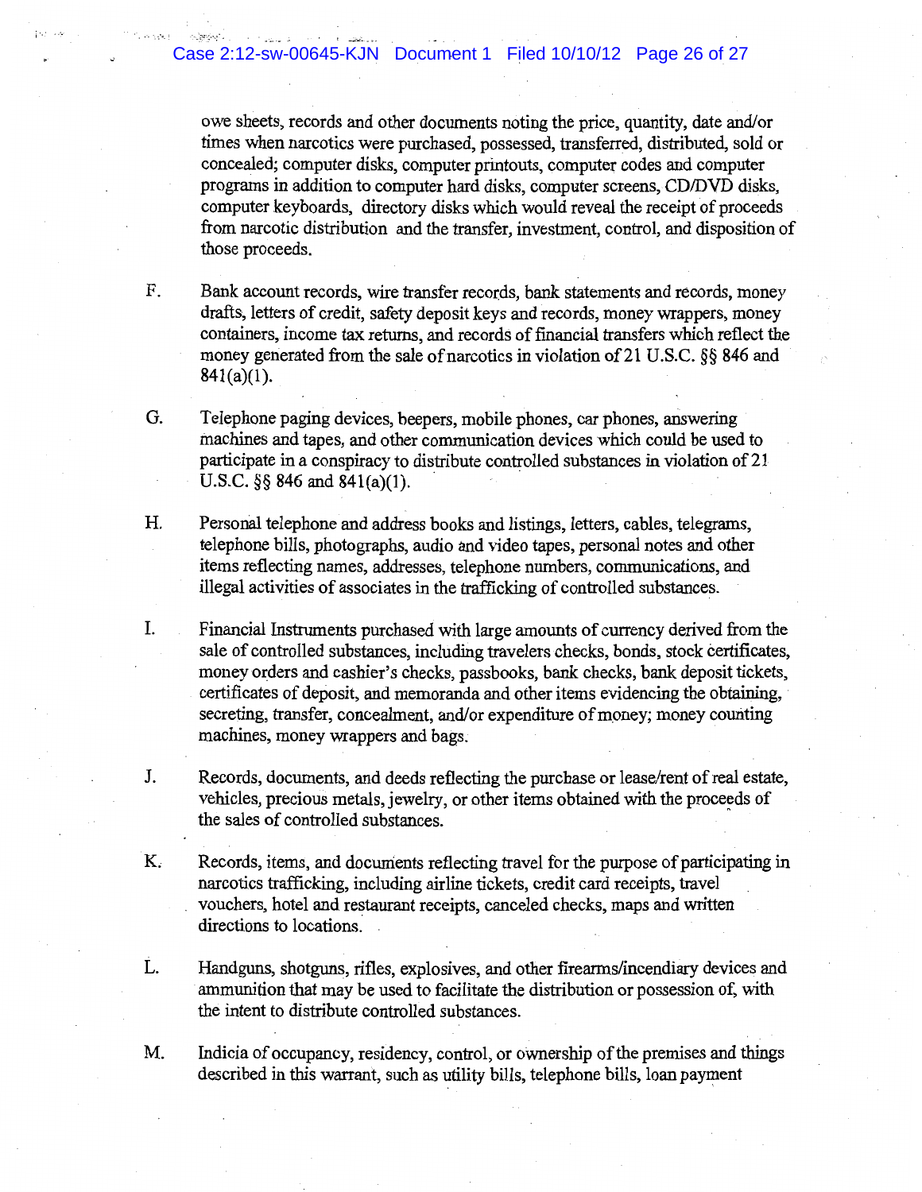owe sheets, records and other documents noting the price, quantity, date and/or times when narcotics were purchased, possessed, transferred, distributed, sold or concealed; computer disks, computer printouts, computer codes and computer programs in addition to computer hard disks, computer screens, CD/DVD disks, computer keyboards, directory disks which would reveal the receipt of proceeds from narcotic distribution and the transfer, investment, control, and disposition of those proceeds.

F. Bank account records, wire transfer records, bank statements and records, money drafts, letters of credit, safety deposit keys and records, money wrappers, money containers, income tax returns, and records of financial transfers which reflect the money generated from the sale of narcotics in violation of 21 U.S.C. §§ 846 and 841(a)(1).

G. Telephone paging devices, beepers, mobile phones, car phones, answering machines and tapes, and other communication devices which could be used to participate in a conspiracy to distribute controlled substances in violation of 21 U.S.C. §§ 846 and 841(a)(1).

H. Personal telephone and address books and listings, letters, cables, telegrams, telephone bills, photographs, audio and video tapes, personal notes and other items reflecting names, addresses, telephone numbers, communications, and illegal activities of associates in the trafficking of controlled substances.

I. Financial Instruments purchased with large amounts of currency derived from the sale of controlled substances, including travelers checks, bonds, stock certificates, money orders and cashier's checks, passbooks, bank checks, bank deposit tickets, certificates of deposit, and memoranda and other items evidencing the obtaining, secreting, transfer, concealment, and/or expenditure of money; money counting machines, money wrappers and bags.

J. Records, documents, and deeds reflecting the purchase or lease/rent of real estate, vehicles, precious metals, jewelry, or other items obtained with the proceeds of the sales of controlled substances.

K. Records, items, and documents reflecting travel for the purpose of participating in narcotics trafficking, including airline tickets, credit card receipts, travel vouchers, hotel and restaurant receipts, canceled checks, maps and written directions to locations.

L. Handguns, shotguns, rifles, explosives, and other firearms/incendiary devices and ammunition that may be used to facilitate the distribution or possession of, with the intent to distribute controlled substances.

M. Indicia of occupancy, residency, control, or ownership of the premises and things described in this warrant, such as utility bills, telephone bills, loan payment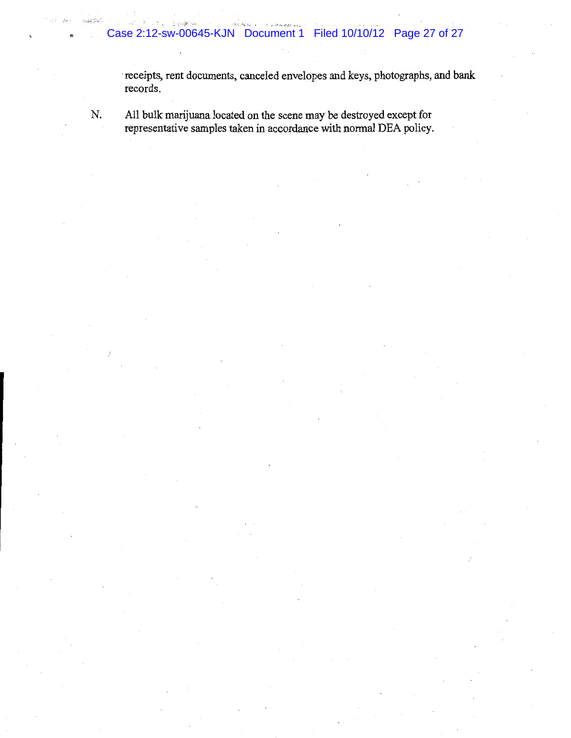receipts, rent documents, canceled envelopes and keys, photographs, and bank records.

N. All bulk marijuana located on the scene may be destroyed except for representative samples taken in accordance with normal DEA policy.